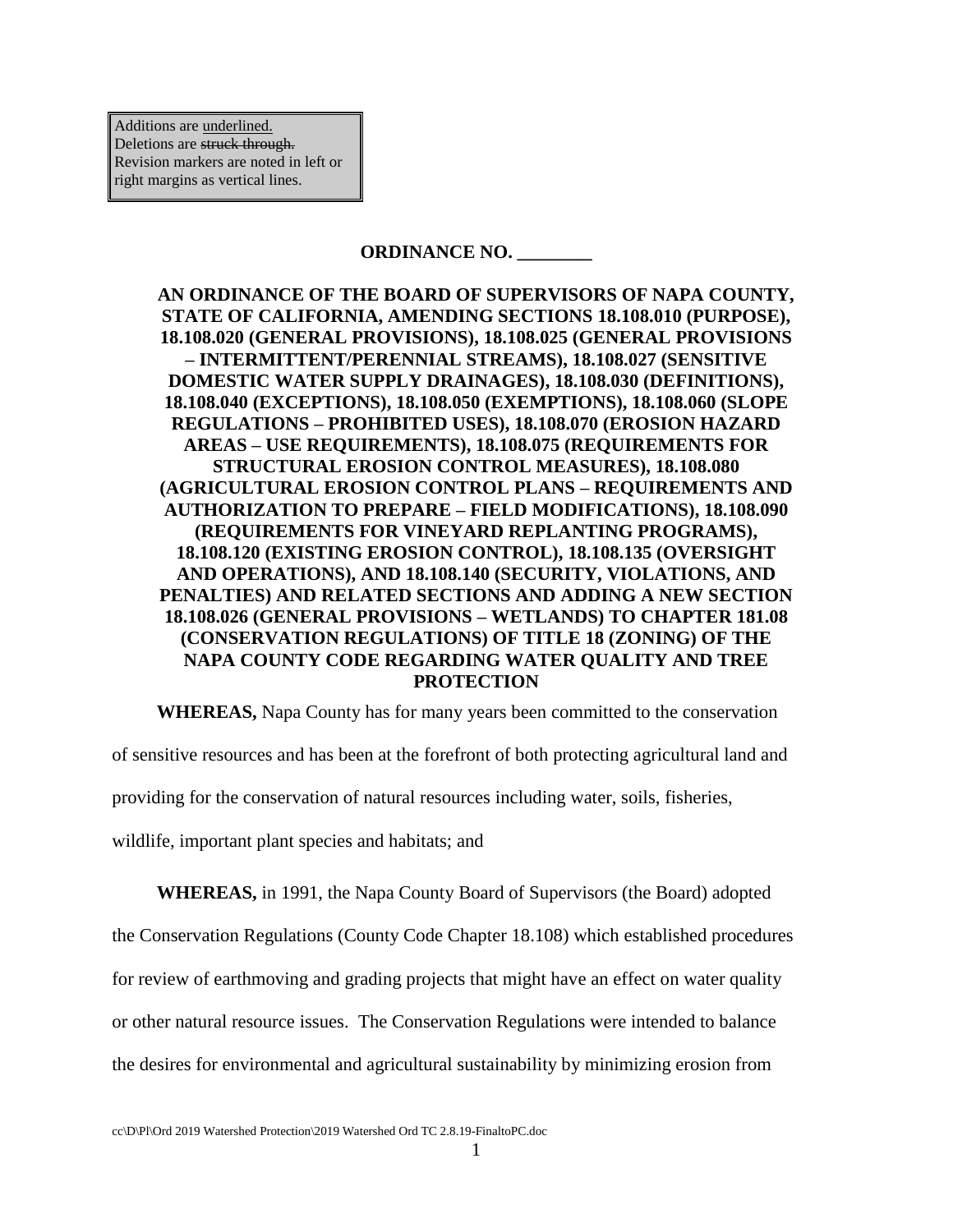Additions are <u>underlined.</u>
Deletions are ~~struck through.~~
Revision markers are noted in left or right margins as vertical lines.

**ORDINANCE NO. ________**

**AN ORDINANCE OF THE BOARD OF SUPERVISORS OF NAPA COUNTY, STATE OF CALIFORNIA, AMENDING SECTIONS 18.108.010 (PURPOSE), 18.108.020 (GENERAL PROVISIONS), 18.108.025 (GENERAL PROVISIONS – INTERMITTENT/PERENNIAL STREAMS), 18.108.027 (SENSITIVE DOMESTIC WATER SUPPLY DRAINAGES), 18.108.030 (DEFINITIONS), 18.108.040 (EXCEPTIONS), 18.108.050 (EXEMPTIONS), 18.108.060 (SLOPE REGULATIONS – PROHIBITED USES), 18.108.070 (EROSION HAZARD AREAS – USE REQUIREMENTS), 18.108.075 (REQUIREMENTS FOR STRUCTURAL EROSION CONTROL MEASURES), 18.108.080 (AGRICULTURAL EROSION CONTROL PLANS – REQUIREMENTS AND AUTHORIZATION TO PREPARE – FIELD MODIFICATIONS), 18.108.090 (REQUIREMENTS FOR VINEYARD REPLANTING PROGRAMS), 18.108.120 (EXISTING EROSION CONTROL), 18.108.135 (OVERSIGHT AND OPERATIONS), AND 18.108.140 (SECURITY, VIOLATIONS, AND PENALTIES) AND RELATED SECTIONS AND ADDING A NEW SECTION 18.108.026 (GENERAL PROVISIONS – WETLANDS) TO CHAPTER 181.08 (CONSERVATION REGULATIONS) OF TITLE 18 (ZONING) OF THE NAPA COUNTY CODE REGARDING WATER QUALITY AND TREE PROTECTION**

**WHEREAS,** Napa County has for many years been committed to the conservation of sensitive resources and has been at the forefront of both protecting agricultural land and providing for the conservation of natural resources including water, soils, fisheries, wildlife, important plant species and habitats; and

**WHEREAS,** in 1991, the Napa County Board of Supervisors (the Board) adopted the Conservation Regulations (County Code Chapter 18.108) which established procedures for review of earthmoving and grading projects that might have an effect on water quality or other natural resource issues. The Conservation Regulations were intended to balance the desires for environmental and agricultural sustainability by minimizing erosion from

cc\D\Pl\Ord 2019 Watershed Protection\2019 Watershed Ord TC 2.8.19-FinaltoPC.doc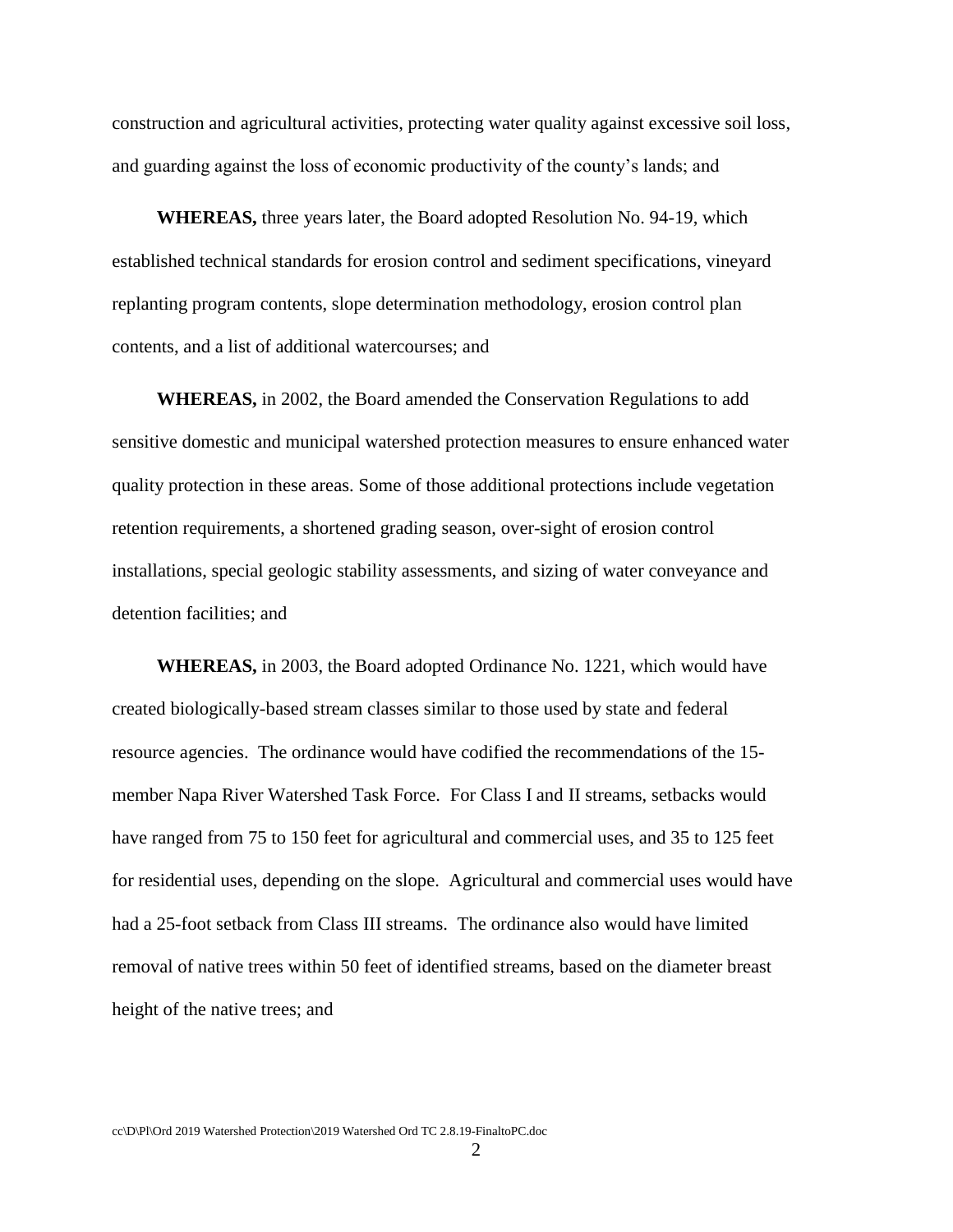construction and agricultural activities, protecting water quality against excessive soil loss, and guarding against the loss of economic productivity of the county's lands; and

**WHEREAS,** three years later, the Board adopted Resolution No. 94-19, which established technical standards for erosion control and sediment specifications, vineyard replanting program contents, slope determination methodology, erosion control plan contents, and a list of additional watercourses; and

**WHEREAS,** in 2002, the Board amended the Conservation Regulations to add sensitive domestic and municipal watershed protection measures to ensure enhanced water quality protection in these areas. Some of those additional protections include vegetation retention requirements, a shortened grading season, over-sight of erosion control installations, special geologic stability assessments, and sizing of water conveyance and detention facilities; and

**WHEREAS,** in 2003, the Board adopted Ordinance No. 1221, which would have created biologically-based stream classes similar to those used by state and federal resource agencies. The ordinance would have codified the recommendations of the 15-member Napa River Watershed Task Force. For Class I and II streams, setbacks would have ranged from 75 to 150 feet for agricultural and commercial uses, and 35 to 125 feet for residential uses, depending on the slope. Agricultural and commercial uses would have had a 25-foot setback from Class III streams. The ordinance also would have limited removal of native trees within 50 feet of identified streams, based on the diameter breast height of the native trees; and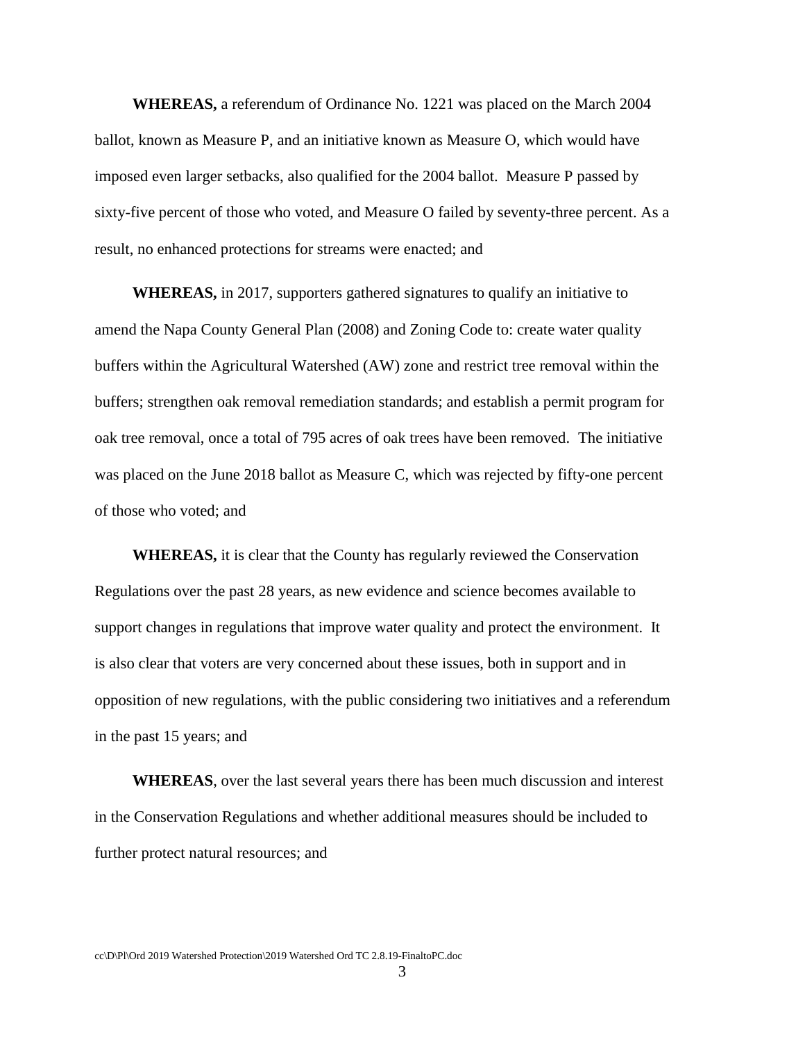**WHEREAS,** a referendum of Ordinance No. 1221 was placed on the March 2004 ballot, known as Measure P, and an initiative known as Measure O, which would have imposed even larger setbacks, also qualified for the 2004 ballot. Measure P passed by sixty-five percent of those who voted, and Measure O failed by seventy-three percent. As a result, no enhanced protections for streams were enacted; and

**WHEREAS,** in 2017, supporters gathered signatures to qualify an initiative to amend the Napa County General Plan (2008) and Zoning Code to: create water quality buffers within the Agricultural Watershed (AW) zone and restrict tree removal within the buffers; strengthen oak removal remediation standards; and establish a permit program for oak tree removal, once a total of 795 acres of oak trees have been removed. The initiative was placed on the June 2018 ballot as Measure C, which was rejected by fifty-one percent of those who voted; and

**WHEREAS,** it is clear that the County has regularly reviewed the Conservation Regulations over the past 28 years, as new evidence and science becomes available to support changes in regulations that improve water quality and protect the environment. It is also clear that voters are very concerned about these issues, both in support and in opposition of new regulations, with the public considering two initiatives and a referendum in the past 15 years; and

**WHEREAS**, over the last several years there has been much discussion and interest in the Conservation Regulations and whether additional measures should be included to further protect natural resources; and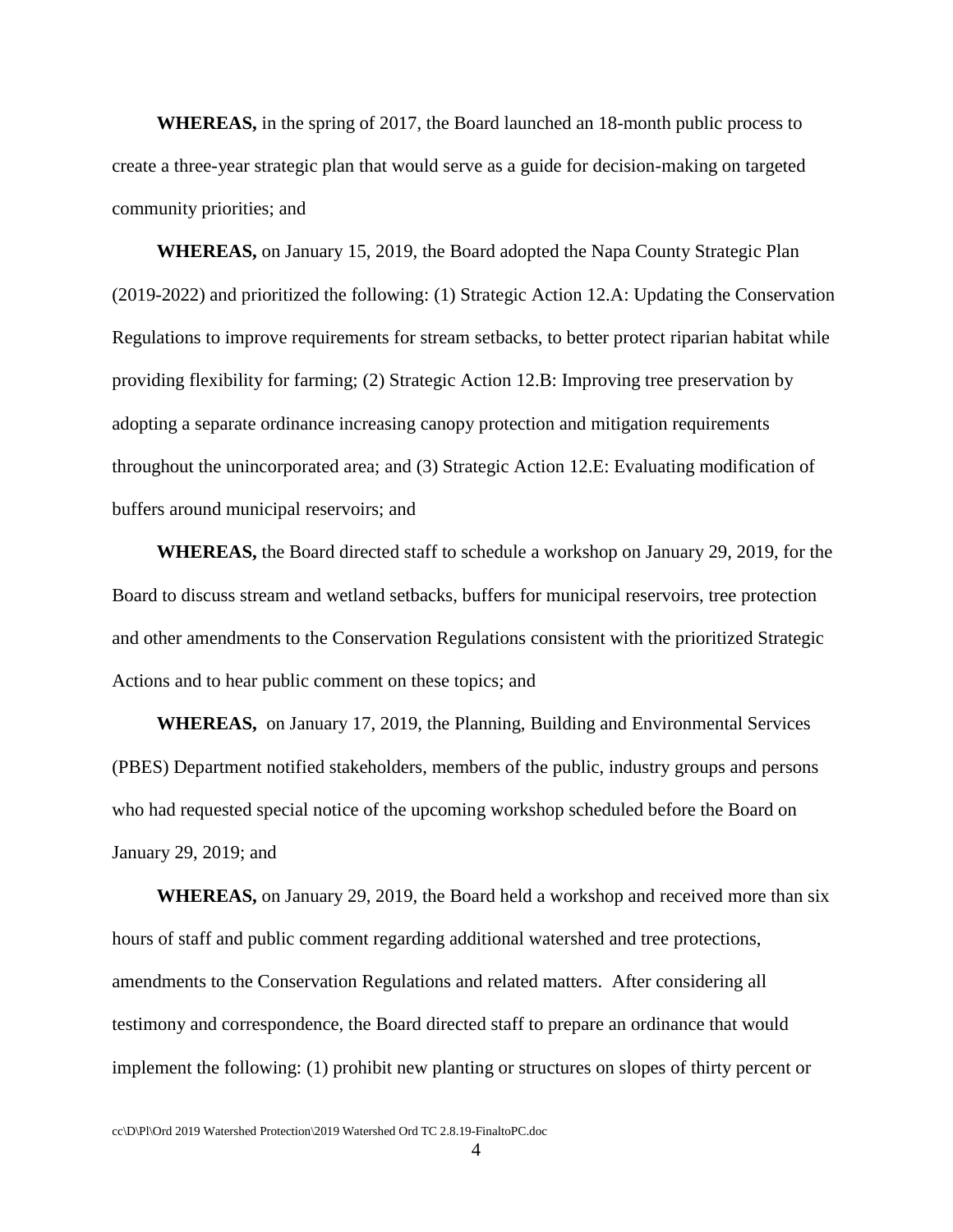**WHEREAS,** in the spring of 2017, the Board launched an 18-month public process to create a three-year strategic plan that would serve as a guide for decision-making on targeted community priorities; and

**WHEREAS,** on January 15, 2019, the Board adopted the Napa County Strategic Plan (2019-2022) and prioritized the following: (1) Strategic Action 12.A: Updating the Conservation Regulations to improve requirements for stream setbacks, to better protect riparian habitat while providing flexibility for farming; (2) Strategic Action 12.B: Improving tree preservation by adopting a separate ordinance increasing canopy protection and mitigation requirements throughout the unincorporated area; and (3) Strategic Action 12.E: Evaluating modification of buffers around municipal reservoirs; and

**WHEREAS,** the Board directed staff to schedule a workshop on January 29, 2019, for the Board to discuss stream and wetland setbacks, buffers for municipal reservoirs, tree protection and other amendments to the Conservation Regulations consistent with the prioritized Strategic Actions and to hear public comment on these topics; and

**WHEREAS,** on January 17, 2019, the Planning, Building and Environmental Services (PBES) Department notified stakeholders, members of the public, industry groups and persons who had requested special notice of the upcoming workshop scheduled before the Board on January 29, 2019; and

**WHEREAS,** on January 29, 2019, the Board held a workshop and received more than six hours of staff and public comment regarding additional watershed and tree protections, amendments to the Conservation Regulations and related matters. After considering all testimony and correspondence, the Board directed staff to prepare an ordinance that would implement the following: (1) prohibit new planting or structures on slopes of thirty percent or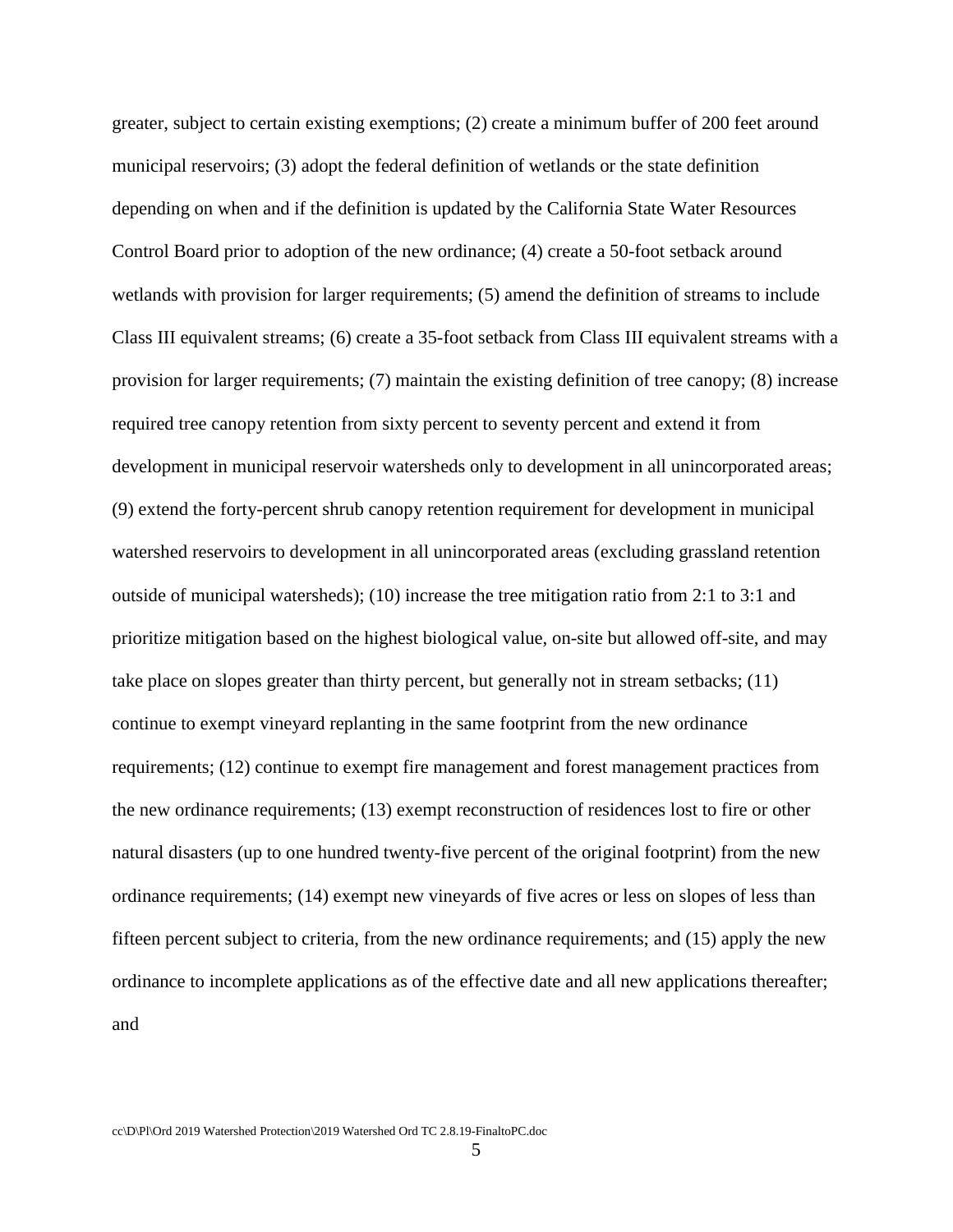greater, subject to certain existing exemptions; (2) create a minimum buffer of 200 feet around municipal reservoirs; (3) adopt the federal definition of wetlands or the state definition depending on when and if the definition is updated by the California State Water Resources Control Board prior to adoption of the new ordinance; (4) create a 50-foot setback around wetlands with provision for larger requirements; (5) amend the definition of streams to include Class III equivalent streams; (6) create a 35-foot setback from Class III equivalent streams with a provision for larger requirements; (7) maintain the existing definition of tree canopy; (8) increase required tree canopy retention from sixty percent to seventy percent and extend it from development in municipal reservoir watersheds only to development in all unincorporated areas; (9) extend the forty-percent shrub canopy retention requirement for development in municipal watershed reservoirs to development in all unincorporated areas (excluding grassland retention outside of municipal watersheds); (10) increase the tree mitigation ratio from 2:1 to 3:1 and prioritize mitigation based on the highest biological value, on-site but allowed off-site, and may take place on slopes greater than thirty percent, but generally not in stream setbacks; (11) continue to exempt vineyard replanting in the same footprint from the new ordinance requirements; (12) continue to exempt fire management and forest management practices from the new ordinance requirements; (13) exempt reconstruction of residences lost to fire or other natural disasters (up to one hundred twenty-five percent of the original footprint) from the new ordinance requirements; (14) exempt new vineyards of five acres or less on slopes of less than fifteen percent subject to criteria, from the new ordinance requirements; and (15) apply the new ordinance to incomplete applications as of the effective date and all new applications thereafter; and

cc\D\Pl\Ord 2019 Watershed Protection\2019 Watershed Ord TC 2.8.19-FinaltoPC.doc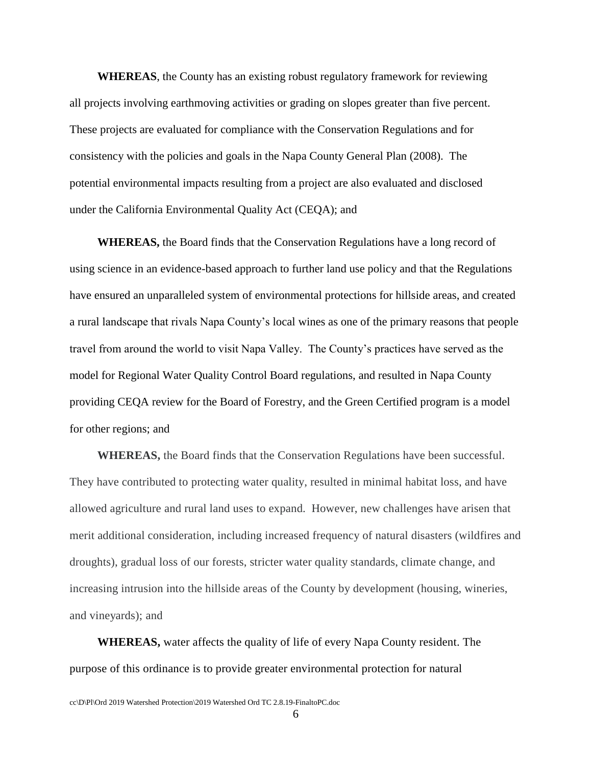**WHEREAS**, the County has an existing robust regulatory framework for reviewing all projects involving earthmoving activities or grading on slopes greater than five percent. These projects are evaluated for compliance with the Conservation Regulations and for consistency with the policies and goals in the Napa County General Plan (2008). The potential environmental impacts resulting from a project are also evaluated and disclosed under the California Environmental Quality Act (CEQA); and

**WHEREAS,** the Board finds that the Conservation Regulations have a long record of using science in an evidence-based approach to further land use policy and that the Regulations have ensured an unparalleled system of environmental protections for hillside areas, and created a rural landscape that rivals Napa County's local wines as one of the primary reasons that people travel from around the world to visit Napa Valley. The County's practices have served as the model for Regional Water Quality Control Board regulations, and resulted in Napa County providing CEQA review for the Board of Forestry, and the Green Certified program is a model for other regions; and

**WHEREAS,** the Board finds that the Conservation Regulations have been successful. They have contributed to protecting water quality, resulted in minimal habitat loss, and have allowed agriculture and rural land uses to expand. However, new challenges have arisen that merit additional consideration, including increased frequency of natural disasters (wildfires and droughts), gradual loss of our forests, stricter water quality standards, climate change, and increasing intrusion into the hillside areas of the County by development (housing, wineries, and vineyards); and

**WHEREAS,** water affects the quality of life of every Napa County resident. The purpose of this ordinance is to provide greater environmental protection for natural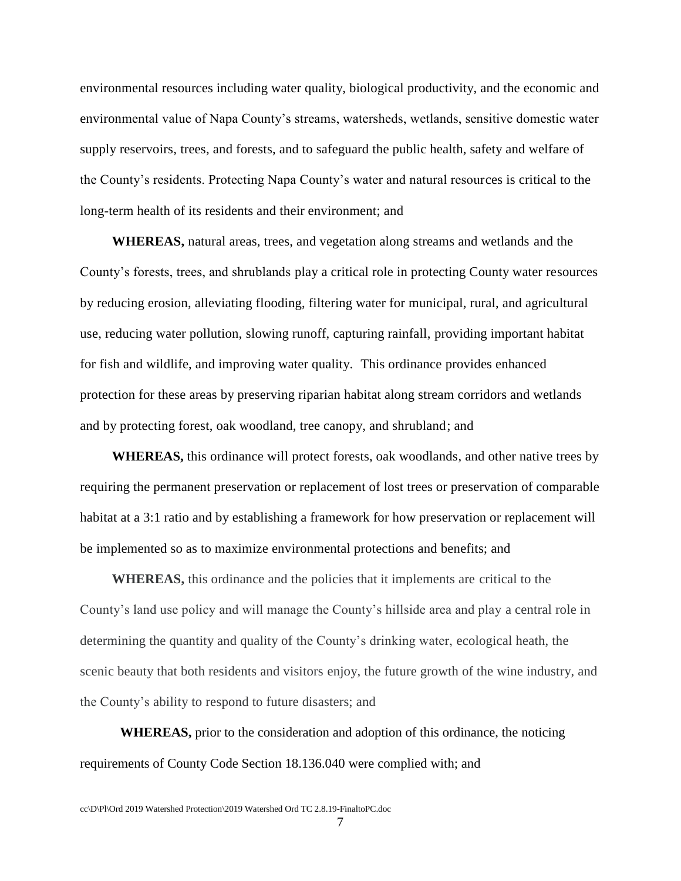environmental resources including water quality, biological productivity, and the economic and environmental value of Napa County's streams, watersheds, wetlands, sensitive domestic water supply reservoirs, trees, and forests, and to safeguard the public health, safety and welfare of the County's residents. Protecting Napa County's water and natural resources is critical to the long-term health of its residents and their environment; and

**WHEREAS,** natural areas, trees, and vegetation along streams and wetlands and the County's forests, trees, and shrublands play a critical role in protecting County water resources by reducing erosion, alleviating flooding, filtering water for municipal, rural, and agricultural use, reducing water pollution, slowing runoff, capturing rainfall, providing important habitat for fish and wildlife, and improving water quality. This ordinance provides enhanced protection for these areas by preserving riparian habitat along stream corridors and wetlands and by protecting forest, oak woodland, tree canopy, and shrubland; and

**WHEREAS,** this ordinance will protect forests, oak woodlands, and other native trees by requiring the permanent preservation or replacement of lost trees or preservation of comparable habitat at a 3:1 ratio and by establishing a framework for how preservation or replacement will be implemented so as to maximize environmental protections and benefits; and

**WHEREAS,** this ordinance and the policies that it implements are critical to the County's land use policy and will manage the County's hillside area and play a central role in determining the quantity and quality of the County's drinking water, ecological heath, the scenic beauty that both residents and visitors enjoy, the future growth of the wine industry, and the County's ability to respond to future disasters; and

**WHEREAS,** prior to the consideration and adoption of this ordinance, the noticing requirements of County Code Section 18.136.040 were complied with; and

cc\D\Pl\Ord 2019 Watershed Protection\2019 Watershed Ord TC 2.8.19-FinaltoPC.doc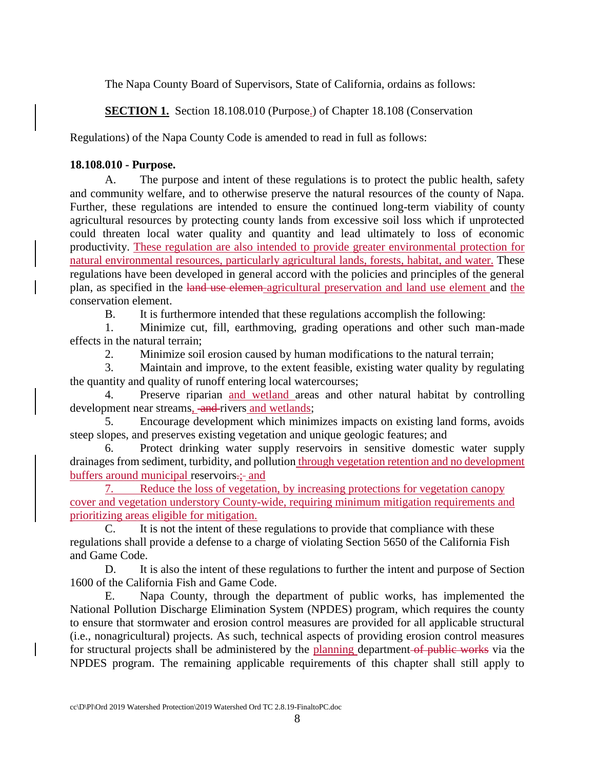The Napa County Board of Supervisors, State of California, ordains as follows:

**<u>SECTION 1.</u>** Section 18.108.010 (Purpose<u>.</u>) of Chapter 18.108 (Conservation Regulations) of the Napa County Code is amended to read in full as follows:

**18.108.010 - Purpose.**

A. The purpose and intent of these regulations is to protect the public health, safety and community welfare, and to otherwise preserve the natural resources of the county of Napa. Further, these regulations are intended to ensure the continued long-term viability of county agricultural resources by protecting county lands from excessive soil loss which if unprotected could threaten local water quality and quantity and lead ultimately to loss of economic productivity. <u>These regulation are also intended to provide greater environmental protection for natural environmental resources, particularly agricultural lands, forests, habitat, and water.</u> These regulations have been developed in general accord with the policies and principles of the general plan, as specified in the ~~land use elemen~~ <u>agricultural preservation and land use element</u> and <u>the</u> conservation element.

B. It is furthermore intended that these regulations accomplish the following:

1. Minimize cut, fill, earthmoving, grading operations and other such man-made effects in the natural terrain;

2. Minimize soil erosion caused by human modifications to the natural terrain;

3. Maintain and improve, to the extent feasible, existing water quality by regulating the quantity and quality of runoff entering local watercourses;

4. Preserve riparian <u>and wetland</u> areas and other natural habitat by controlling development near streams<u>,</u> ~~and~~ rivers <u>and wetlands</u>;

5. Encourage development which minimizes impacts on existing land forms, avoids steep slopes, and preserves existing vegetation and unique geologic features; and

6. Protect drinking water supply reservoirs in sensitive domestic water supply drainages from sediment, turbidity, and pollution <u>through vegetation retention and no development buffers around municipal</u> reservoirs~~.~~<u>;</u> <u>and</u>

<u>7. Reduce the loss of vegetation, by increasing protections for vegetation canopy cover and vegetation understory County-wide, requiring minimum mitigation requirements and prioritizing areas eligible for mitigation.</u>

C. It is not the intent of these regulations to provide that compliance with these regulations shall provide a defense to a charge of violating Section 5650 of the California Fish and Game Code.

D. It is also the intent of these regulations to further the intent and purpose of Section 1600 of the California Fish and Game Code.

E. Napa County, through the department of public works, has implemented the National Pollution Discharge Elimination System (NPDES) program, which requires the county to ensure that stormwater and erosion control measures are provided for all applicable structural (i.e., nonagricultural) projects. As such, technical aspects of providing erosion control measures for structural projects shall be administered by the <u>planning</u> department ~~of public works~~ via the NPDES program. The remaining applicable requirements of this chapter shall still apply to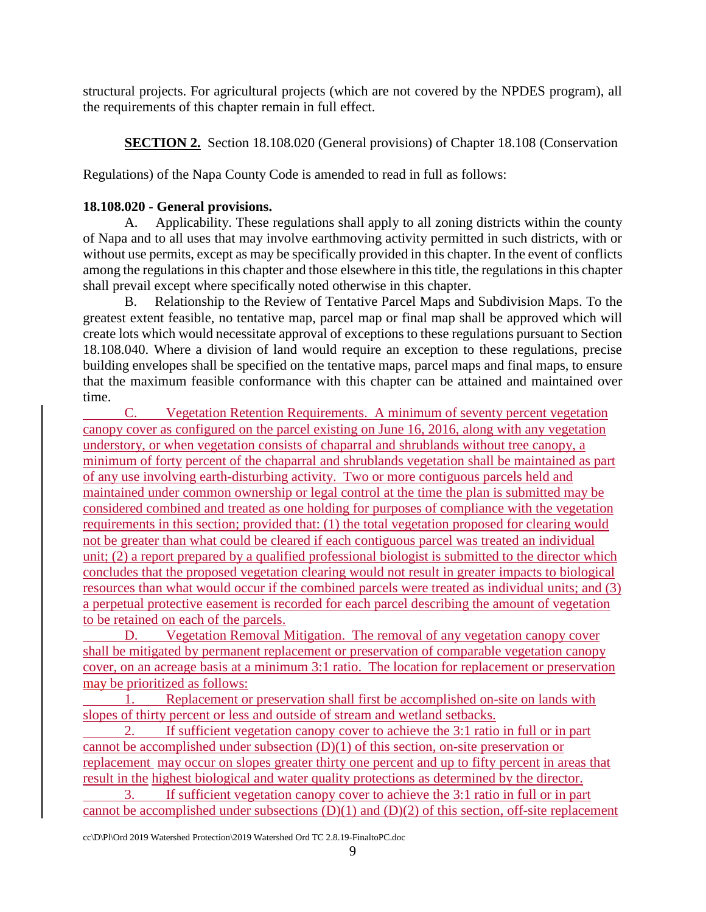structural projects. For agricultural projects (which are not covered by the NPDES program), all the requirements of this chapter remain in full effect.

**SECTION 2.** Section 18.108.020 (General provisions) of Chapter 18.108 (Conservation Regulations) of the Napa County Code is amended to read in full as follows:

**18.108.020 - General provisions.**

A. Applicability. These regulations shall apply to all zoning districts within the county of Napa and to all uses that may involve earthmoving activity permitted in such districts, with or without use permits, except as may be specifically provided in this chapter. In the event of conflicts among the regulations in this chapter and those elsewhere in this title, the regulations in this chapter shall prevail except where specifically noted otherwise in this chapter.

B. Relationship to the Review of Tentative Parcel Maps and Subdivision Maps. To the greatest extent feasible, no tentative map, parcel map or final map shall be approved which will create lots which would necessitate approval of exceptions to these regulations pursuant to Section 18.108.040. Where a division of land would require an exception to these regulations, precise building envelopes shall be specified on the tentative maps, parcel maps and final maps, to ensure that the maximum feasible conformance with this chapter can be attained and maintained over time.

C. Vegetation Retention Requirements. A minimum of seventy percent vegetation canopy cover as configured on the parcel existing on June 16, 2016, along with any vegetation understory, or when vegetation consists of chaparral and shrublands without tree canopy, a minimum of forty percent of the chaparral and shrublands vegetation shall be maintained as part of any use involving earth-disturbing activity. Two or more contiguous parcels held and maintained under common ownership or legal control at the time the plan is submitted may be considered combined and treated as one holding for purposes of compliance with the vegetation requirements in this section; provided that: (1) the total vegetation proposed for clearing would not be greater than what could be cleared if each contiguous parcel was treated an individual unit; (2) a report prepared by a qualified professional biologist is submitted to the director which concludes that the proposed vegetation clearing would not result in greater impacts to biological resources than what would occur if the combined parcels were treated as individual units; and (3) a perpetual protective easement is recorded for each parcel describing the amount of vegetation to be retained on each of the parcels.

D. Vegetation Removal Mitigation. The removal of any vegetation canopy cover shall be mitigated by permanent replacement or preservation of comparable vegetation canopy cover, on an acreage basis at a minimum 3:1 ratio. The location for replacement or preservation may be prioritized as follows:

1. Replacement or preservation shall first be accomplished on-site on lands with slopes of thirty percent or less and outside of stream and wetland setbacks.

2. If sufficient vegetation canopy cover to achieve the 3:1 ratio in full or in part cannot be accomplished under subsection (D)(1) of this section, on-site preservation or replacement may occur on slopes greater thirty one percent and up to fifty percent in areas that result in the highest biological and water quality protections as determined by the director.

3. If sufficient vegetation canopy cover to achieve the 3:1 ratio in full or in part cannot be accomplished under subsections (D)(1) and (D)(2) of this section, off-site replacement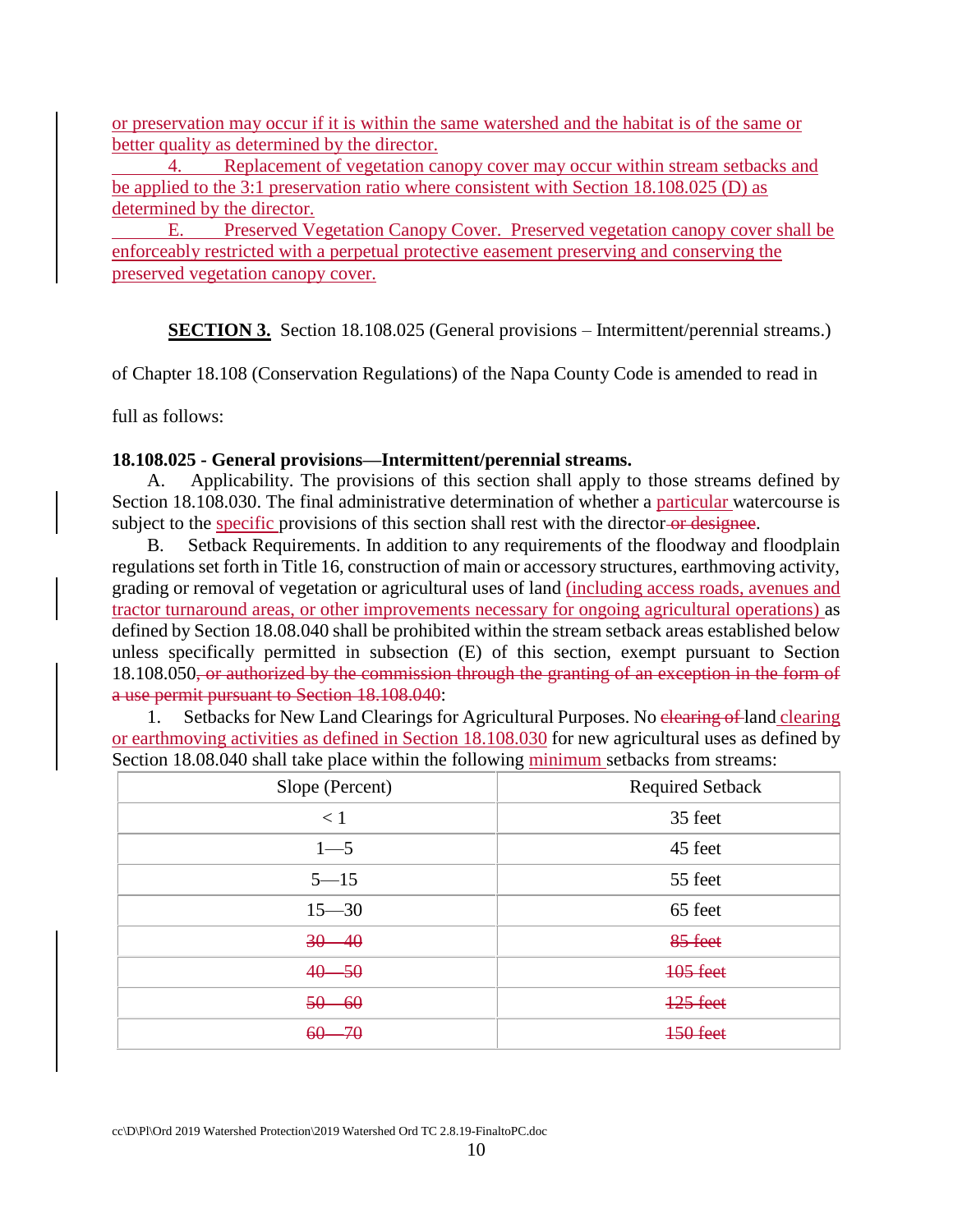or preservation may occur if it is within the same watershed and the habitat is of the same or better quality as determined by the director.

4. Replacement of vegetation canopy cover may occur within stream setbacks and be applied to the 3:1 preservation ratio where consistent with Section 18.108.025 (D) as determined by the director.

E. Preserved Vegetation Canopy Cover. Preserved vegetation canopy cover shall be enforceably restricted with a perpetual protective easement preserving and conserving the preserved vegetation canopy cover.

**SECTION 3.** Section 18.108.025 (General provisions – Intermittent/perennial streams.) of Chapter 18.108 (Conservation Regulations) of the Napa County Code is amended to read in full as follows:

**18.108.025 - General provisions—Intermittent/perennial streams.**

A. Applicability. The provisions of this section shall apply to those streams defined by Section 18.108.030. The final administrative determination of whether a particular watercourse is subject to the specific provisions of this section shall rest with the director ~~or designee~~.

B. Setback Requirements. In addition to any requirements of the floodway and floodplain regulations set forth in Title 16, construction of main or accessory structures, earthmoving activity, grading or removal of vegetation or agricultural uses of land (including access roads, avenues and tractor turnaround areas, or other improvements necessary for ongoing agricultural operations) as defined by Section 18.08.040 shall be prohibited within the stream setback areas established below unless specifically permitted in subsection (E) of this section, exempt pursuant to Section 18.108.050~~, or authorized by the commission through the granting of an exception in the form of a use permit pursuant to Section 18.108.040~~:

1. Setbacks for New Land Clearings for Agricultural Purposes. No ~~clearing of~~ land clearing or earthmoving activities as defined in Section 18.108.030 for new agricultural uses as defined by Section 18.08.040 shall take place within the following minimum setbacks from streams:

| Slope (Percent) | Required Setback |
|---|---|
| < 1 | 35 feet |
| 1—5 | 45 feet |
| 5—15 | 55 feet |
| 15—30 | 65 feet |
| ~~30—40~~ | ~~85 feet~~ |
| ~~40—50~~ | ~~105 feet~~ |
| ~~50—60~~ | ~~125 feet~~ |
| ~~60—70~~ | ~~150 feet~~ |

cc\D\Pl\Ord 2019 Watershed Protection\2019 Watershed Ord TC 2.8.19-FinaltoPC.doc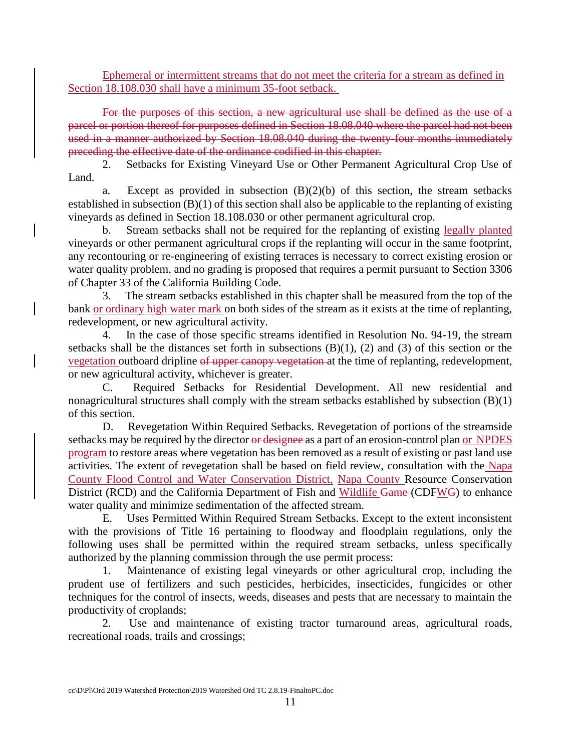Ephemeral or intermittent streams that do not meet the criteria for a stream as defined in Section 18.108.030 shall have a minimum 35-foot setback.

~~For the purposes of this section, a new agricultural use shall be defined as the use of a parcel or portion thereof for purposes defined in Section 18.08.040 where the parcel had not been used in a manner authorized by Section 18.08.040 during the twenty-four months immediately preceding the effective date of the ordinance codified in this chapter.~~

2. Setbacks for Existing Vineyard Use or Other Permanent Agricultural Crop Use of Land.

a. Except as provided in subsection (B)(2)(b) of this section, the stream setbacks established in subsection (B)(1) of this section shall also be applicable to the replanting of existing vineyards as defined in Section 18.108.030 or other permanent agricultural crop.

b. Stream setbacks shall not be required for the replanting of existing legally planted vineyards or other permanent agricultural crops if the replanting will occur in the same footprint, any recontouring or re-engineering of existing terraces is necessary to correct existing erosion or water quality problem, and no grading is proposed that requires a permit pursuant to Section 3306 of Chapter 33 of the California Building Code.

3. The stream setbacks established in this chapter shall be measured from the top of the bank or ordinary high water mark on both sides of the stream as it exists at the time of replanting, redevelopment, or new agricultural activity.

4. In the case of those specific streams identified in Resolution No. 94-19, the stream setbacks shall be the distances set forth in subsections (B)(1), (2) and (3) of this section or the vegetation outboard dripline ~~of upper canopy vegetation~~ at the time of replanting, redevelopment, or new agricultural activity, whichever is greater.

C. Required Setbacks for Residential Development. All new residential and nonagricultural structures shall comply with the stream setbacks established by subsection (B)(1) of this section.

D. Revegetation Within Required Setbacks. Revegetation of portions of the streamside setbacks may be required by the director ~~or designee~~ as a part of an erosion-control plan or NPDES program to restore areas where vegetation has been removed as a result of existing or past land use activities. The extent of revegetation shall be based on field review, consultation with the Napa County Flood Control and Water Conservation District, Napa County Resource Conservation District (RCD) and the California Department of Fish and Wildlife ~~Game~~ (CDFW~~G~~) to enhance water quality and minimize sedimentation of the affected stream.

E. Uses Permitted Within Required Stream Setbacks. Except to the extent inconsistent with the provisions of Title 16 pertaining to floodway and floodplain regulations, only the following uses shall be permitted within the required stream setbacks, unless specifically authorized by the planning commission through the use permit process:

1. Maintenance of existing legal vineyards or other agricultural crop, including the prudent use of fertilizers and such pesticides, herbicides, insecticides, fungicides or other techniques for the control of insects, weeds, diseases and pests that are necessary to maintain the productivity of croplands;

2. Use and maintenance of existing tractor turnaround areas, agricultural roads, recreational roads, trails and crossings;

cc\D\Pl\Ord 2019 Watershed Protection\2019 Watershed Ord TC 2.8.19-FinaltoPC.doc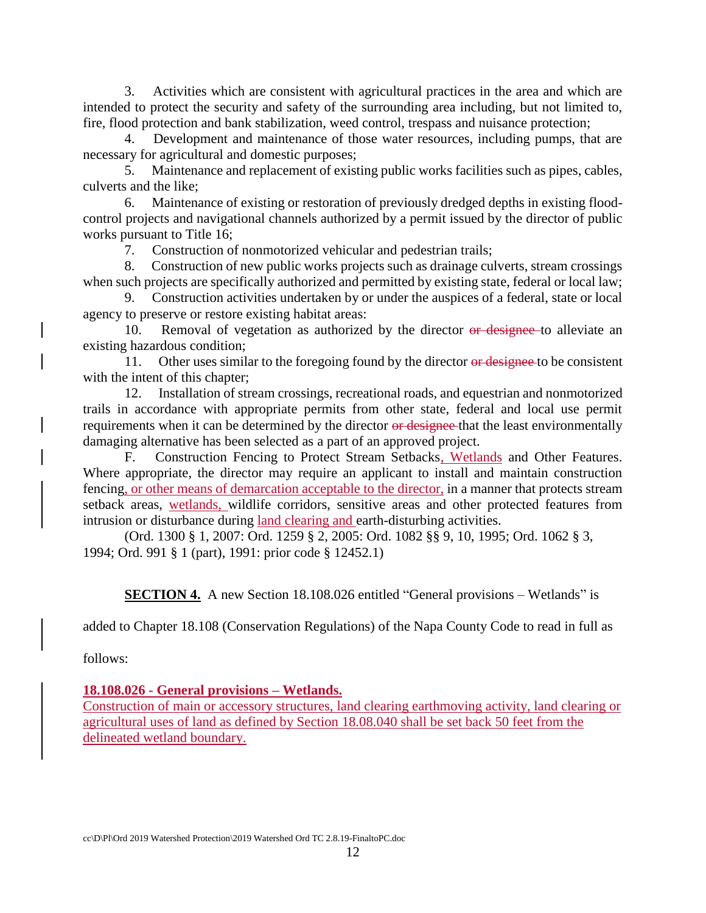3. Activities which are consistent with agricultural practices in the area and which are intended to protect the security and safety of the surrounding area including, but not limited to, fire, flood protection and bank stabilization, weed control, trespass and nuisance protection;

4. Development and maintenance of those water resources, including pumps, that are necessary for agricultural and domestic purposes;

5. Maintenance and replacement of existing public works facilities such as pipes, cables, culverts and the like;

6. Maintenance of existing or restoration of previously dredged depths in existing flood-control projects and navigational channels authorized by a permit issued by the director of public works pursuant to Title 16;

7. Construction of nonmotorized vehicular and pedestrian trails;

8. Construction of new public works projects such as drainage culverts, stream crossings when such projects are specifically authorized and permitted by existing state, federal or local law;

9. Construction activities undertaken by or under the auspices of a federal, state or local agency to preserve or restore existing habitat areas:

10. Removal of vegetation as authorized by the director ~~or designee~~ to alleviate an existing hazardous condition;

11. Other uses similar to the foregoing found by the director ~~or designee~~ to be consistent with the intent of this chapter;

12. Installation of stream crossings, recreational roads, and equestrian and nonmotorized trails in accordance with appropriate permits from other state, federal and local use permit requirements when it can be determined by the director ~~or designee~~ that the least environmentally damaging alternative has been selected as a part of an approved project.

F. Construction Fencing to Protect Stream Setbacks<u>, Wetlands</u> and Other Features. Where appropriate, the director may require an applicant to install and maintain construction fencing<u>, or other means of demarcation acceptable to the director,</u> in a manner that protects stream setback areas, <u>wetlands,</u> wildlife corridors, sensitive areas and other protected features from intrusion or disturbance during <u>land clearing and</u> earth-disturbing activities.

(Ord. 1300 § 1, 2007: Ord. 1259 § 2, 2005: Ord. 1082 §§ 9, 10, 1995; Ord. 1062 § 3, 1994; Ord. 991 § 1 (part), 1991: prior code § 12452.1)

**<u>SECTION 4.</u>** A new Section 18.108.026 entitled "General provisions – Wetlands" is added to Chapter 18.108 (Conservation Regulations) of the Napa County Code to read in full as follows:

**<u>18.108.026 - General provisions – Wetlands.</u>**
<u>Construction of main or accessory structures, land clearing earthmoving activity, land clearing or agricultural uses of land as defined by Section 18.08.040 shall be set back 50 feet from the delineated wetland boundary.</u>

cc\D\Pl\Ord 2019 Watershed Protection\2019 Watershed Ord TC 2.8.19-FinaltoPC.doc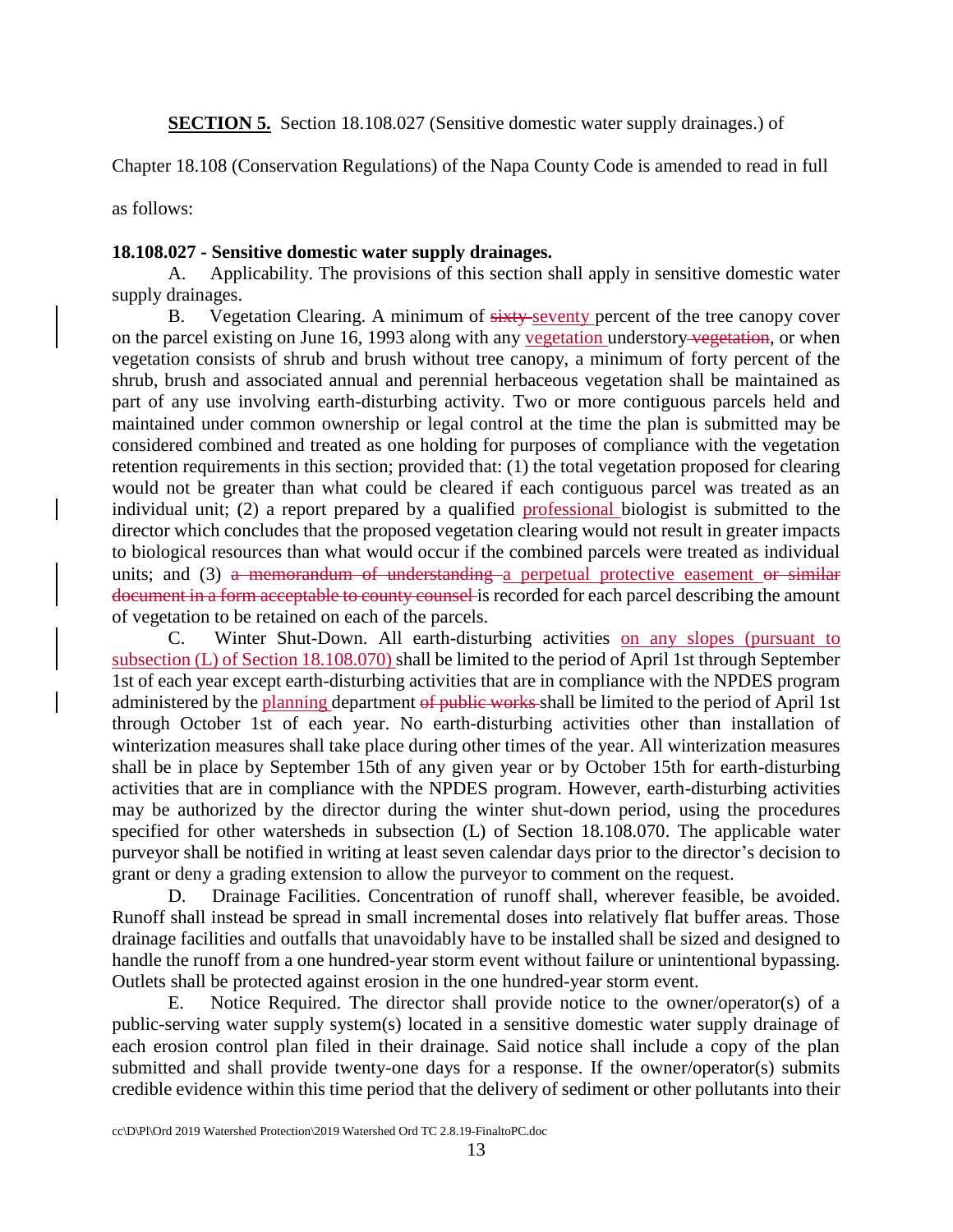**SECTION 5.** Section 18.108.027 (Sensitive domestic water supply drainages.) of Chapter 18.108 (Conservation Regulations) of the Napa County Code is amended to read in full as follows:

**18.108.027 - Sensitive domestic water supply drainages.**

A. Applicability. The provisions of this section shall apply in sensitive domestic water supply drainages.

B. Vegetation Clearing. A minimum of ~~sixty~~ seventy percent of the tree canopy cover on the parcel existing on June 16, 1993 along with any vegetation understory ~~vegetation~~, or when vegetation consists of shrub and brush without tree canopy, a minimum of forty percent of the shrub, brush and associated annual and perennial herbaceous vegetation shall be maintained as part of any use involving earth-disturbing activity. Two or more contiguous parcels held and maintained under common ownership or legal control at the time the plan is submitted may be considered combined and treated as one holding for purposes of compliance with the vegetation retention requirements in this section; provided that: (1) the total vegetation proposed for clearing would not be greater than what could be cleared if each contiguous parcel was treated as an individual unit; (2) a report prepared by a qualified professional biologist is submitted to the director which concludes that the proposed vegetation clearing would not result in greater impacts to biological resources than what would occur if the combined parcels were treated as individual units; and (3) ~~a memorandum of understanding~~ a perpetual protective easement ~~or similar document in a form acceptable to county counsel~~ is recorded for each parcel describing the amount of vegetation to be retained on each of the parcels.

C. Winter Shut-Down. All earth-disturbing activities on any slopes (pursuant to subsection (L) of Section 18.108.070) shall be limited to the period of April 1st through September 1st of each year except earth-disturbing activities that are in compliance with the NPDES program administered by the planning department ~~of public works~~ shall be limited to the period of April 1st through October 1st of each year. No earth-disturbing activities other than installation of winterization measures shall take place during other times of the year. All winterization measures shall be in place by September 15th of any given year or by October 15th for earth-disturbing activities that are in compliance with the NPDES program. However, earth-disturbing activities may be authorized by the director during the winter shut-down period, using the procedures specified for other watersheds in subsection (L) of Section 18.108.070. The applicable water purveyor shall be notified in writing at least seven calendar days prior to the director's decision to grant or deny a grading extension to allow the purveyor to comment on the request.

D. Drainage Facilities. Concentration of runoff shall, wherever feasible, be avoided. Runoff shall instead be spread in small incremental doses into relatively flat buffer areas. Those drainage facilities and outfalls that unavoidably have to be installed shall be sized and designed to handle the runoff from a one hundred-year storm event without failure or unintentional bypassing. Outlets shall be protected against erosion in the one hundred-year storm event.

E. Notice Required. The director shall provide notice to the owner/operator(s) of a public-serving water supply system(s) located in a sensitive domestic water supply drainage of each erosion control plan filed in their drainage. Said notice shall include a copy of the plan submitted and shall provide twenty-one days for a response. If the owner/operator(s) submits credible evidence within this time period that the delivery of sediment or other pollutants into their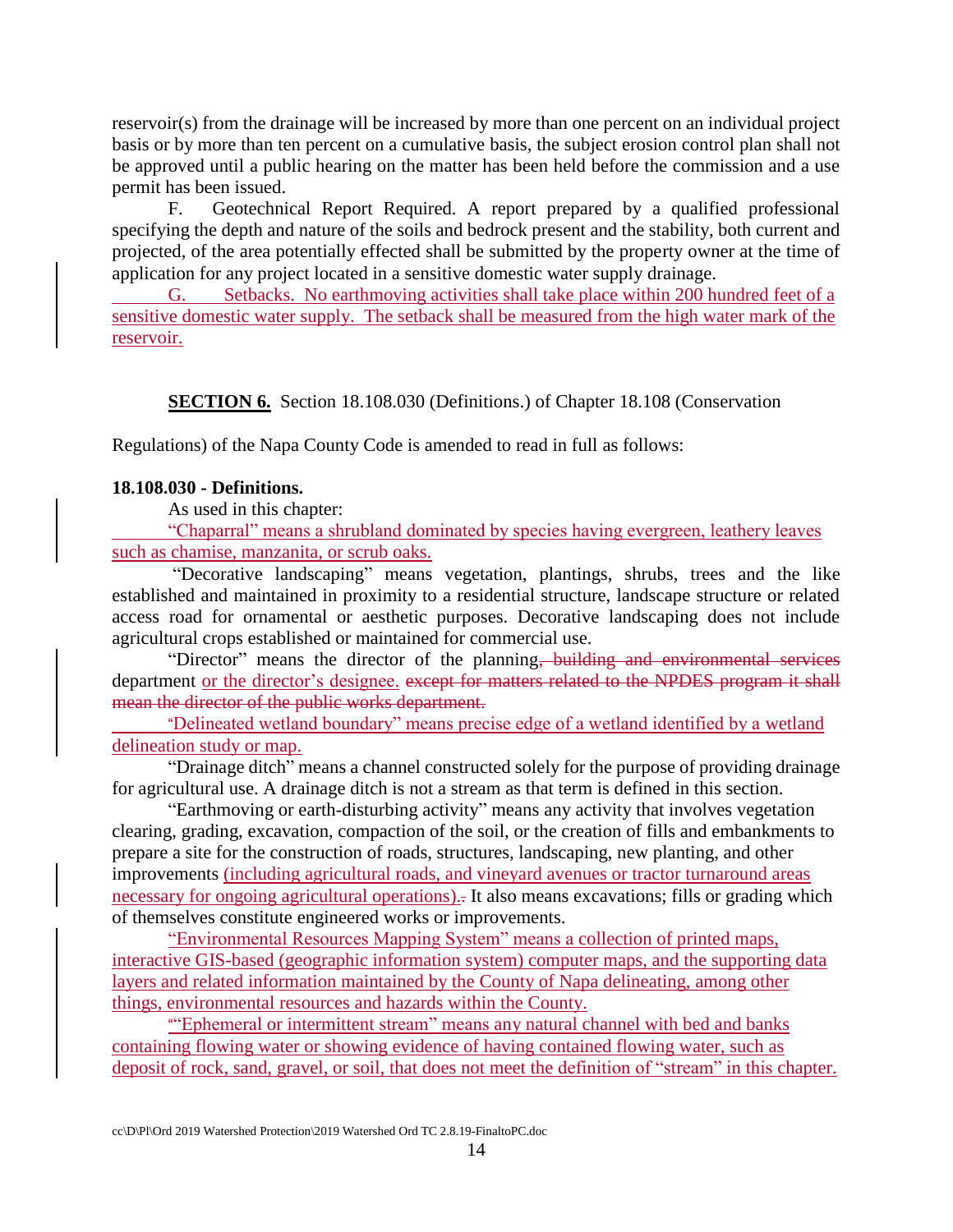reservoir(s) from the drainage will be increased by more than one percent on an individual project basis or by more than ten percent on a cumulative basis, the subject erosion control plan shall not be approved until a public hearing on the matter has been held before the commission and a use permit has been issued.

F. Geotechnical Report Required. A report prepared by a qualified professional specifying the depth and nature of the soils and bedrock present and the stability, both current and projected, of the area potentially effected shall be submitted by the property owner at the time of application for any project located in a sensitive domestic water supply drainage.

G. Setbacks. No earthmoving activities shall take place within 200 hundred feet of a sensitive domestic water supply. The setback shall be measured from the high water mark of the reservoir.

**SECTION 6.** Section 18.108.030 (Definitions.) of Chapter 18.108 (Conservation Regulations) of the Napa County Code is amended to read in full as follows:

**18.108.030 - Definitions.**

As used in this chapter:

"Chaparral" means a shrubland dominated by species having evergreen, leathery leaves such as chamise, manzanita, or scrub oaks.

"Decorative landscaping" means vegetation, plantings, shrubs, trees and the like established and maintained in proximity to a residential structure, landscape structure or related access road for ornamental or aesthetic purposes. Decorative landscaping does not include agricultural crops established or maintained for commercial use.

"Director" means the director of the planning~~, building and environmental services~~ department or the director's designee. ~~except for matters related to the NPDES program it shall mean the director of the public works department.~~

"Delineated wetland boundary" means precise edge of a wetland identified by a wetland delineation study or map.

"Drainage ditch" means a channel constructed solely for the purpose of providing drainage for agricultural use. A drainage ditch is not a stream as that term is defined in this section.

"Earthmoving or earth-disturbing activity" means any activity that involves vegetation clearing, grading, excavation, compaction of the soil, or the creation of fills and embankments to prepare a site for the construction of roads, structures, landscaping, new planting, and other improvements (including agricultural roads, and vineyard avenues or tractor turnaround areas necessary for ongoing agricultural operations).~~.~~ It also means excavations; fills or grading which of themselves constitute engineered works or improvements.

"Environmental Resources Mapping System" means a collection of printed maps, interactive GIS-based (geographic information system) computer maps, and the supporting data layers and related information maintained by the County of Napa delineating, among other things, environmental resources and hazards within the County.

""Ephemeral or intermittent stream" means any natural channel with bed and banks containing flowing water or showing evidence of having contained flowing water, such as deposit of rock, sand, gravel, or soil, that does not meet the definition of "stream" in this chapter.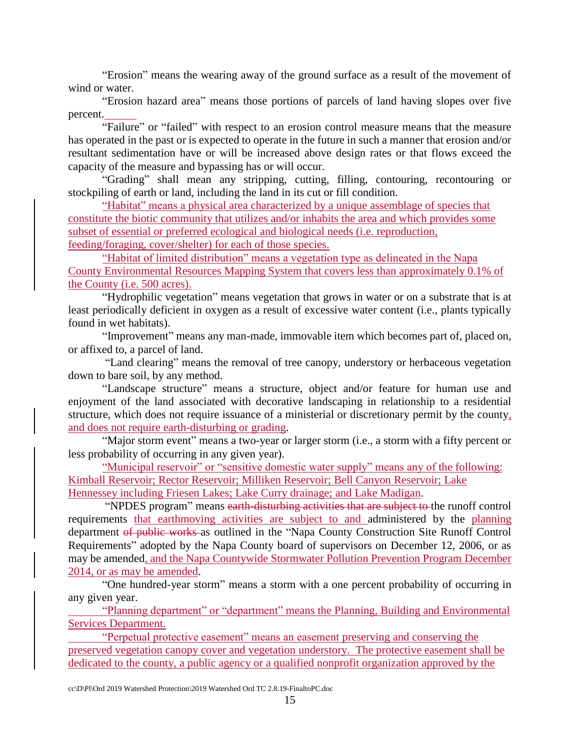"Erosion" means the wearing away of the ground surface as a result of the movement of wind or water.

"Erosion hazard area" means those portions of parcels of land having slopes over five percent.

"Failure" or "failed" with respect to an erosion control measure means that the measure has operated in the past or is expected to operate in the future in such a manner that erosion and/or resultant sedimentation have or will be increased above design rates or that flows exceed the capacity of the measure and bypassing has or will occur.

"Grading" shall mean any stripping, cutting, filling, contouring, recontouring or stockpiling of earth or land, including the land in its cut or fill condition.

"Habitat" means a physical area characterized by a unique assemblage of species that constitute the biotic community that utilizes and/or inhabits the area and which provides some subset of essential or preferred ecological and biological needs (i.e. reproduction, feeding/foraging, cover/shelter) for each of those species.

"Habitat of limited distribution" means a vegetation type as delineated in the Napa County Environmental Resources Mapping System that covers less than approximately 0.1% of the County (i.e. 500 acres).

"Hydrophilic vegetation" means vegetation that grows in water or on a substrate that is at least periodically deficient in oxygen as a result of excessive water content (i.e., plants typically found in wet habitats).

"Improvement" means any man-made, immovable item which becomes part of, placed on, or affixed to, a parcel of land.

"Land clearing" means the removal of tree canopy, understory or herbaceous vegetation down to bare soil, by any method.

"Landscape structure" means a structure, object and/or feature for human use and enjoyment of the land associated with decorative landscaping in relationship to a residential structure, which does not require issuance of a ministerial or discretionary permit by the county, and does not require earth-disturbing or grading.

"Major storm event" means a two-year or larger storm (i.e., a storm with a fifty percent or less probability of occurring in any given year).

"Municipal reservoir" or "sensitive domestic water supply" means any of the following: Kimball Reservoir; Rector Reservoir; Milliken Reservoir; Bell Canyon Reservoir; Lake Hennessey including Friesen Lakes; Lake Curry drainage; and Lake Madigan.

"NPDES program" means ~~earth-disturbing activities that are subject to~~ the runoff control requirements that earthmoving activities are subject to and administered by the planning department ~~of public works~~ as outlined in the "Napa County Construction Site Runoff Control Requirements" adopted by the Napa County board of supervisors on December 12, 2006, or as may be amended, and the Napa Countywide Stormwater Pollution Prevention Program December 2014, or as may be amended.

"One hundred-year storm" means a storm with a one percent probability of occurring in any given year.

"Planning department" or "department" means the Planning, Building and Environmental Services Department.

"Perpetual protective easement" means an easement preserving and conserving the preserved vegetation canopy cover and vegetation understory. The protective easement shall be dedicated to the county, a public agency or a qualified nonprofit organization approved by the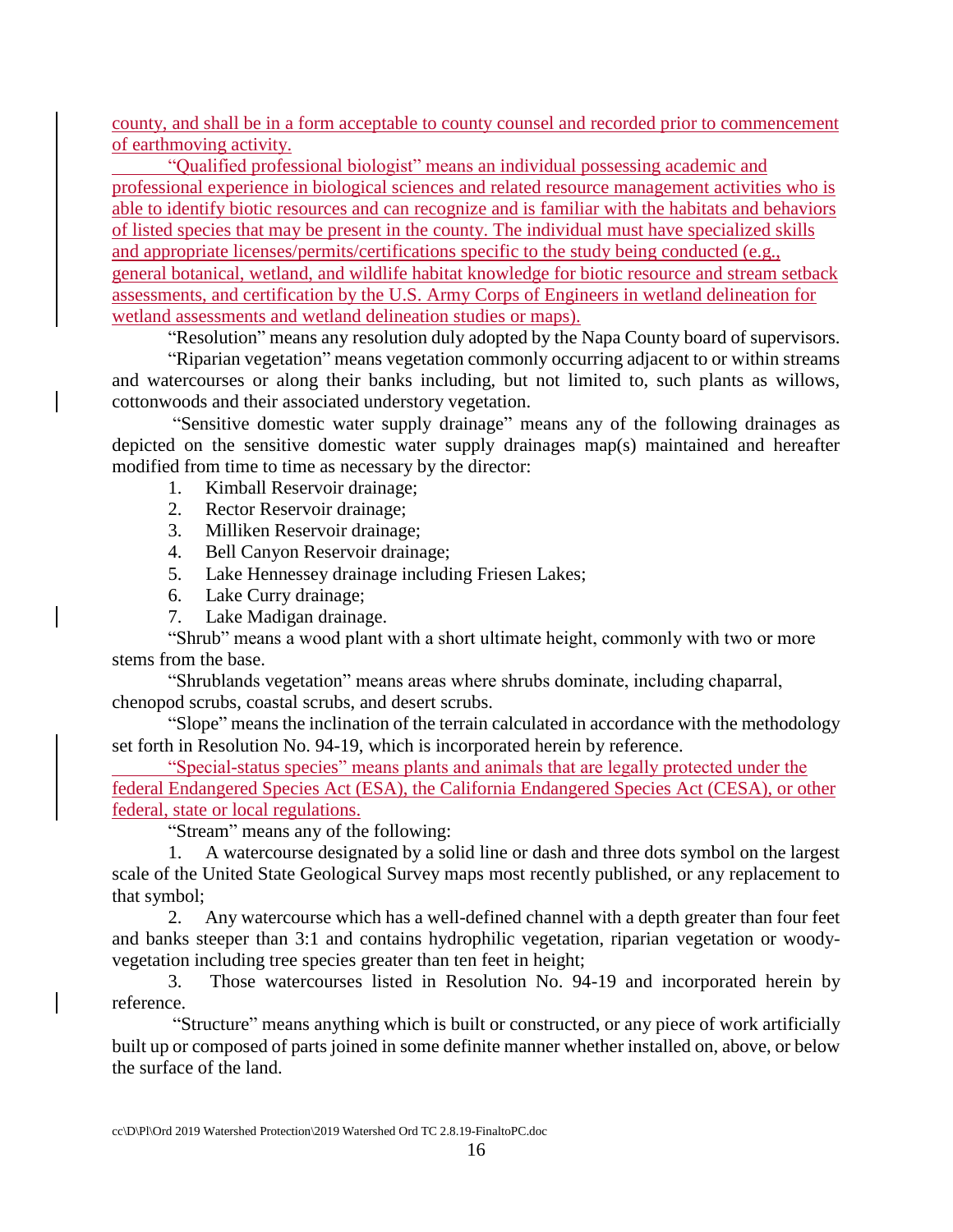county, and shall be in a form acceptable to county counsel and recorded prior to commencement of earthmoving activity.

"Qualified professional biologist" means an individual possessing academic and professional experience in biological sciences and related resource management activities who is able to identify biotic resources and can recognize and is familiar with the habitats and behaviors of listed species that may be present in the county. The individual must have specialized skills and appropriate licenses/permits/certifications specific to the study being conducted (e.g., general botanical, wetland, and wildlife habitat knowledge for biotic resource and stream setback assessments, and certification by the U.S. Army Corps of Engineers in wetland delineation for wetland assessments and wetland delineation studies or maps).

"Resolution" means any resolution duly adopted by the Napa County board of supervisors.

"Riparian vegetation" means vegetation commonly occurring adjacent to or within streams and watercourses or along their banks including, but not limited to, such plants as willows, cottonwoods and their associated understory vegetation.

"Sensitive domestic water supply drainage" means any of the following drainages as depicted on the sensitive domestic water supply drainages map(s) maintained and hereafter modified from time to time as necessary by the director:

1. Kimball Reservoir drainage;
2. Rector Reservoir drainage;
3. Milliken Reservoir drainage;
4. Bell Canyon Reservoir drainage;
5. Lake Hennessey drainage including Friesen Lakes;
6. Lake Curry drainage;
7. Lake Madigan drainage.

"Shrub" means a wood plant with a short ultimate height, commonly with two or more stems from the base.

"Shrublands vegetation" means areas where shrubs dominate, including chaparral, chenopod scrubs, coastal scrubs, and desert scrubs.

"Slope" means the inclination of the terrain calculated in accordance with the methodology set forth in Resolution No. 94-19, which is incorporated herein by reference.

"Special-status species" means plants and animals that are legally protected under the federal Endangered Species Act (ESA), the California Endangered Species Act (CESA), or other federal, state or local regulations.

"Stream" means any of the following:

1. A watercourse designated by a solid line or dash and three dots symbol on the largest scale of the United State Geological Survey maps most recently published, or any replacement to that symbol;
2. Any watercourse which has a well-defined channel with a depth greater than four feet and banks steeper than 3:1 and contains hydrophilic vegetation, riparian vegetation or woody-vegetation including tree species greater than ten feet in height;
3. Those watercourses listed in Resolution No. 94-19 and incorporated herein by reference.

"Structure" means anything which is built or constructed, or any piece of work artificially built up or composed of parts joined in some definite manner whether installed on, above, or below the surface of the land.

cc\D\Pl\Ord 2019 Watershed Protection\2019 Watershed Ord TC 2.8.19-FinaltoPC.doc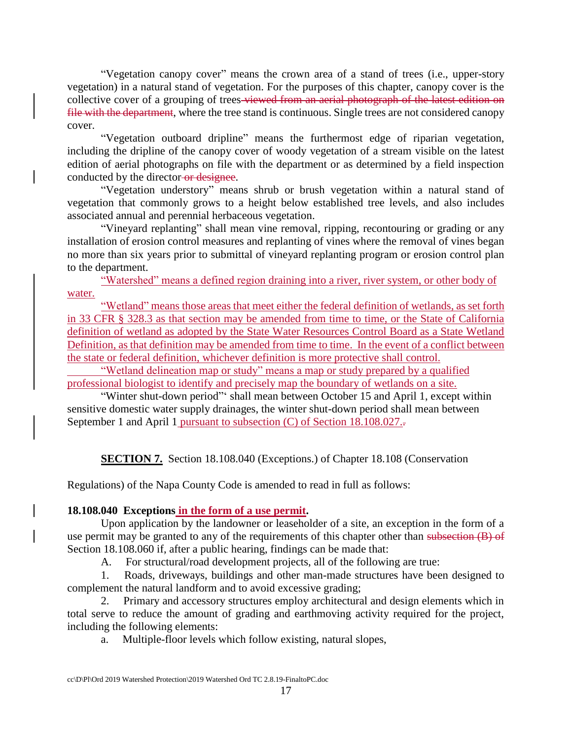"Vegetation canopy cover" means the crown area of a stand of trees (i.e., upper-story vegetation) in a natural stand of vegetation. For the purposes of this chapter, canopy cover is the collective cover of a grouping of trees ~~viewed from an aerial photograph of the latest edition on file with the department~~, where the tree stand is continuous. Single trees are not considered canopy cover.

"Vegetation outboard dripline" means the furthermost edge of riparian vegetation, including the dripline of the canopy cover of woody vegetation of a stream visible on the latest edition of aerial photographs on file with the department or as determined by a field inspection conducted by the director ~~or designee~~.

"Vegetation understory" means shrub or brush vegetation within a natural stand of vegetation that commonly grows to a height below established tree levels, and also includes associated annual and perennial herbaceous vegetation.

"Vineyard replanting" shall mean vine removal, ripping, recontouring or grading or any installation of erosion control measures and replanting of vines where the removal of vines began no more than six years prior to submittal of vineyard replanting program or erosion control plan to the department.

"Watershed" means a defined region draining into a river, river system, or other body of water.

"Wetland" means those areas that meet either the federal definition of wetlands, as set forth in 33 CFR § 328.3 as that section may be amended from time to time, or the State of California definition of wetland as adopted by the State Water Resources Control Board as a State Wetland Definition, as that definition may be amended from time to time. In the event of a conflict between the state or federal definition, whichever definition is more protective shall control.

"Wetland delineation map or study" means a map or study prepared by a qualified professional biologist to identify and precisely map the boundary of wetlands on a site.

"Winter shut-down period"' shall mean between October 15 and April 1, except within sensitive domestic water supply drainages, the winter shut-down period shall mean between September 1 and April 1 pursuant to subsection (C) of Section 18.108.027.~~.~~

**SECTION 7.** Section 18.108.040 (Exceptions.) of Chapter 18.108 (Conservation Regulations) of the Napa County Code is amended to read in full as follows:

**18.108.040 Exceptions in the form of a use permit.**

Upon application by the landowner or leaseholder of a site, an exception in the form of a use permit may be granted to any of the requirements of this chapter other than ~~subsection (B) of~~ Section 18.108.060 if, after a public hearing, findings can be made that:

A. For structural/road development projects, all of the following are true:

1. Roads, driveways, buildings and other man-made structures have been designed to complement the natural landform and to avoid excessive grading;

2. Primary and accessory structures employ architectural and design elements which in total serve to reduce the amount of grading and earthmoving activity required for the project, including the following elements:

a. Multiple-floor levels which follow existing, natural slopes,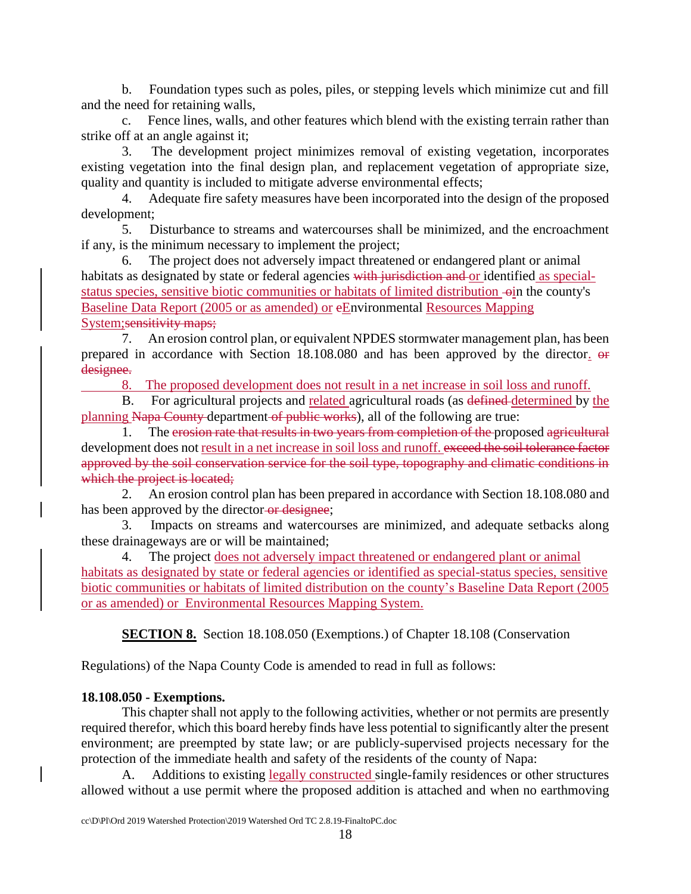b. Foundation types such as poles, piles, or stepping levels which minimize cut and fill and the need for retaining walls,

c. Fence lines, walls, and other features which blend with the existing terrain rather than strike off at an angle against it;

3. The development project minimizes removal of existing vegetation, incorporates existing vegetation into the final design plan, and replacement vegetation of appropriate size, quality and quantity is included to mitigate adverse environmental effects;

4. Adequate fire safety measures have been incorporated into the design of the proposed development;

5. Disturbance to streams and watercourses shall be minimized, and the encroachment if any, is the minimum necessary to implement the project;

6. The project does not adversely impact threatened or endangered plant or animal habitats as designated by state or federal agencies ~~with jurisdiction and~~ <u>or</u> identified<u> as special-status species, sensitive biotic communities or habitats of limited distribution</u> ~~o~~<u>i</u>n the county's <u>Baseline Data Report (2005 or as amended) or</u> ~~e~~<u>E</u>nvironmental <u>Resources Mapping System;</u>~~sensitivity maps;~~

7. An erosion control plan, or equivalent NPDES stormwater management plan, has been prepared in accordance with Section 18.108.080 and has been approved by the director<u>.</u> ~~or designee.~~

<u>8. The proposed development does not result in a net increase in soil loss and runoff.</u>

B. For agricultural projects and <u>related</u> agricultural roads (as ~~defined~~ <u>determined</u> by <u>the planning</u> ~~Napa County~~ department ~~of public works~~), all of the following are true:

1. The ~~erosion rate that results in two years from completion of the~~ proposed ~~agricultural~~ development does not <u>result in a net increase in soil loss and runoff.</u> ~~exceed the soil tolerance factor approved by the soil conservation service for the soil type, topography and climatic conditions in which the project is located;~~

2. An erosion control plan has been prepared in accordance with Section 18.108.080 and has been approved by the director ~~or designee~~;

3. Impacts on streams and watercourses are minimized, and adequate setbacks along these drainageways are or will be maintained;

4. The project <u>does not adversely impact threatened or endangered plant or animal habitats as designated by state or federal agencies or identified as special-status species, sensitive biotic communities or habitats of limited distribution on the county's Baseline Data Report (2005 or as amended) or Environmental Resources Mapping System.</u>

**<u>SECTION 8.</u>** Section 18.108.050 (Exemptions.) of Chapter 18.108 (Conservation Regulations) of the Napa County Code is amended to read in full as follows:

**18.108.050 - Exemptions.**

This chapter shall not apply to the following activities, whether or not permits are presently required therefor, which this board hereby finds have less potential to significantly alter the present environment; are preempted by state law; or are publicly-supervised projects necessary for the protection of the immediate health and safety of the residents of the county of Napa:

A. Additions to existing <u>legally constructed</u> single-family residences or other structures allowed without a use permit where the proposed addition is attached and when no earthmoving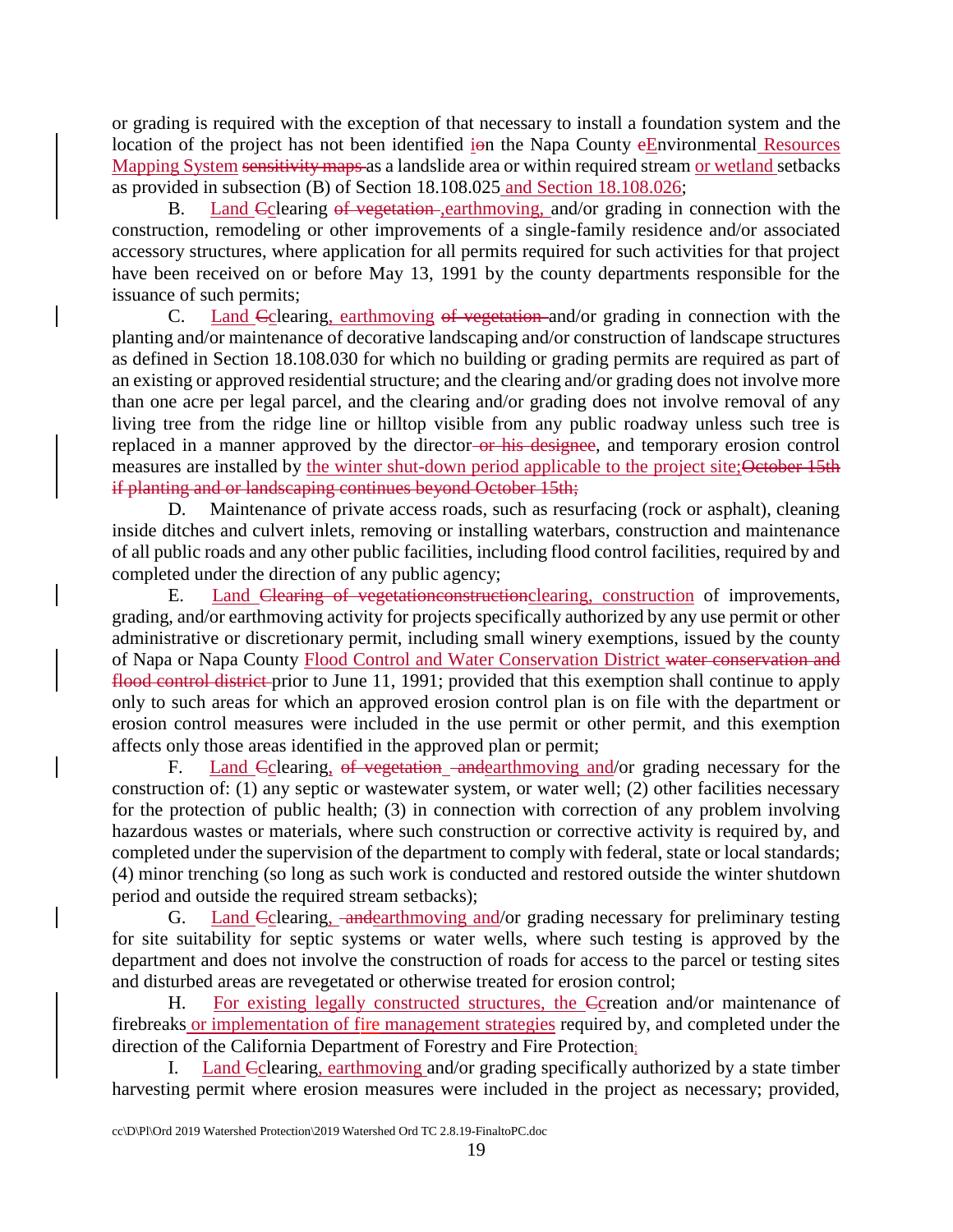or grading is required with the exception of that necessary to install a foundation system and the location of the project has not been identified <u>i</u>~~o~~n the Napa County ~~e~~<u>E</u>nvironmental<u> Resources Mapping System</u> ~~sensitivity maps~~ as a landslide area or within required stream <u>or wetland</u> setbacks as provided in subsection (B) of Section 18.108.025<u> and Section 18.108.026</u>;

B. <u>Land</u> ~~C~~<u>c</u>learing ~~of vegetation~~ <u>,earthmoving,</u> and/or grading in connection with the construction, remodeling or other improvements of a single-family residence and/or associated accessory structures, where application for all permits required for such activities for that project have been received on or before May 13, 1991 by the county departments responsible for the issuance of such permits;

C. <u>Land</u> ~~C~~<u>c</u>learing<u>, earthmoving</u> ~~of vegetation~~ and/or grading in connection with the planting and/or maintenance of decorative landscaping and/or construction of landscape structures as defined in Section 18.108.030 for which no building or grading permits are required as part of an existing or approved residential structure; and the clearing and/or grading does not involve more than one acre per legal parcel, and the clearing and/or grading does not involve removal of any living tree from the ridge line or hilltop visible from any public roadway unless such tree is replaced in a manner approved by the director~~ or his designee~~, and temporary erosion control measures are installed by <u>the winter shut-down period applicable to the project site;</u>~~October 15th if planting and or landscaping continues beyond October 15th;~~

D. Maintenance of private access roads, such as resurfacing (rock or asphalt), cleaning inside ditches and culvert inlets, removing or installing waterbars, construction and maintenance of all public roads and any other public facilities, including flood control facilities, required by and completed under the direction of any public agency;

E. <u>Land</u> ~~Clearing of vegetationconstruction~~<u>clearing, construction</u> of improvements, grading, and/or earthmoving activity for projects specifically authorized by any use permit or other administrative or discretionary permit, including small winery exemptions, issued by the county of Napa or Napa County <u>Flood Control and Water Conservation District</u> ~~water conservation and flood control district~~ prior to June 11, 1991; provided that this exemption shall continue to apply only to such areas for which an approved erosion control plan is on file with the department or erosion control measures were included in the use permit or other permit, and this exemption affects only those areas identified in the approved plan or permit;

F. <u>Land</u> ~~C~~<u>c</u>learing<u>,</u> ~~of vegetation~~ ~~and~~<u>earthmoving and</u>/or grading necessary for the construction of: (1) any septic or wastewater system, or water well; (2) other facilities necessary for the protection of public health; (3) in connection with correction of any problem involving hazardous wastes or materials, where such construction or corrective activity is required by, and completed under the supervision of the department to comply with federal, state or local standards; (4) minor trenching (so long as such work is conducted and restored outside the winter shutdown period and outside the required stream setbacks);

G. <u>Land</u> ~~C~~<u>c</u>learing<u>,</u> ~~and~~<u>earthmoving and</u>/or grading necessary for preliminary testing for site suitability for septic systems or water wells, where such testing is approved by the department and does not involve the construction of roads for access to the parcel or testing sites and disturbed areas are revegetated or otherwise treated for erosion control;

H. <u>For existing legally constructed structures, the</u> ~~C~~<u>c</u>reation and/or maintenance of firebreaks<u> or implementation of fire management strategies</u> required by, and completed under the direction of the California Department of Forestry and Fire Protection<u>;</u>

I. <u>Land</u> ~~C~~<u>c</u>learing<u>, earthmoving</u> and/or grading specifically authorized by a state timber harvesting permit where erosion measures were included in the project as necessary; provided,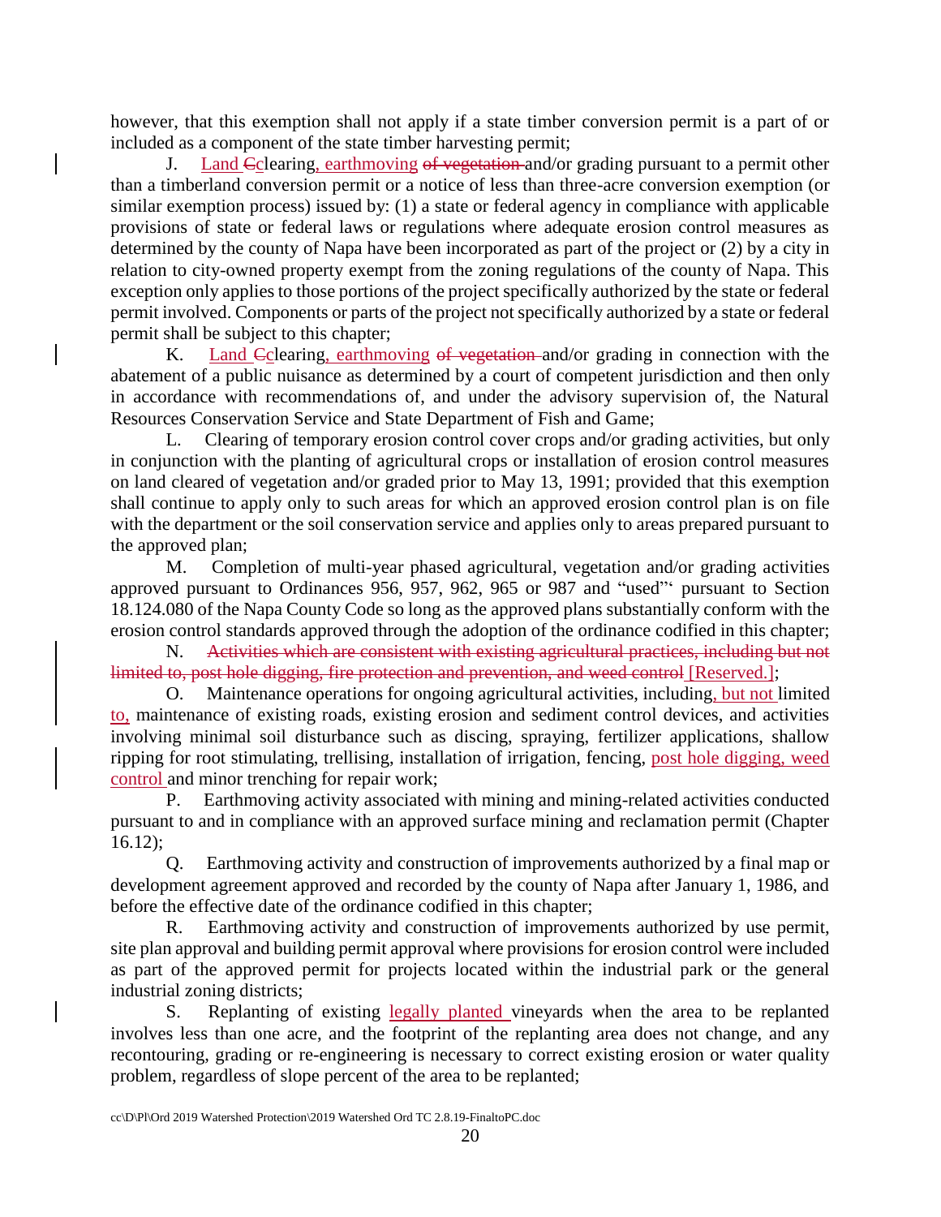however, that this exemption shall not apply if a state timber conversion permit is a part of or included as a component of the state timber harvesting permit;

J. <ins>Land </ins>~~C~~<ins>c</ins>learing<ins>, earthmoving</ins> ~~of vegetation~~ and/or grading pursuant to a permit other than a timberland conversion permit or a notice of less than three-acre conversion exemption (or similar exemption process) issued by: (1) a state or federal agency in compliance with applicable provisions of state or federal laws or regulations where adequate erosion control measures as determined by the county of Napa have been incorporated as part of the project or (2) by a city in relation to city-owned property exempt from the zoning regulations of the county of Napa. This exception only applies to those portions of the project specifically authorized by the state or federal permit involved. Components or parts of the project not specifically authorized by a state or federal permit shall be subject to this chapter;

K. <ins>Land </ins>~~C~~<ins>c</ins>learing<ins>, earthmoving</ins> ~~of vegetation~~ and/or grading in connection with the abatement of a public nuisance as determined by a court of competent jurisdiction and then only in accordance with recommendations of, and under the advisory supervision of, the Natural Resources Conservation Service and State Department of Fish and Game;

L. Clearing of temporary erosion control cover crops and/or grading activities, but only in conjunction with the planting of agricultural crops or installation of erosion control measures on land cleared of vegetation and/or graded prior to May 13, 1991; provided that this exemption shall continue to apply only to such areas for which an approved erosion control plan is on file with the department or the soil conservation service and applies only to areas prepared pursuant to the approved plan;

M. Completion of multi-year phased agricultural, vegetation and/or grading activities approved pursuant to Ordinances 956, 957, 962, 965 or 987 and "used"' pursuant to Section 18.124.080 of the Napa County Code so long as the approved plans substantially conform with the erosion control standards approved through the adoption of the ordinance codified in this chapter;

N. ~~Activities which are consistent with existing agricultural practices, including but not limited to, post hole digging, fire protection and prevention, and weed control~~ <ins>[Reserved.]</ins>;

O. Maintenance operations for ongoing agricultural activities, including<ins>, but not</ins> limited <ins>to,</ins> maintenance of existing roads, existing erosion and sediment control devices, and activities involving minimal soil disturbance such as discing, spraying, fertilizer applications, shallow ripping for root stimulating, trellising, installation of irrigation, fencing, <ins>post hole digging, weed control</ins> and minor trenching for repair work;

P. Earthmoving activity associated with mining and mining-related activities conducted pursuant to and in compliance with an approved surface mining and reclamation permit (Chapter 16.12);

Q. Earthmoving activity and construction of improvements authorized by a final map or development agreement approved and recorded by the county of Napa after January 1, 1986, and before the effective date of the ordinance codified in this chapter;

R. Earthmoving activity and construction of improvements authorized by use permit, site plan approval and building permit approval where provisions for erosion control were included as part of the approved permit for projects located within the industrial park or the general industrial zoning districts;

S. Replanting of existing <ins>legally planted</ins> vineyards when the area to be replanted involves less than one acre, and the footprint of the replanting area does not change, and any recontouring, grading or re-engineering is necessary to correct existing erosion or water quality problem, regardless of slope percent of the area to be replanted;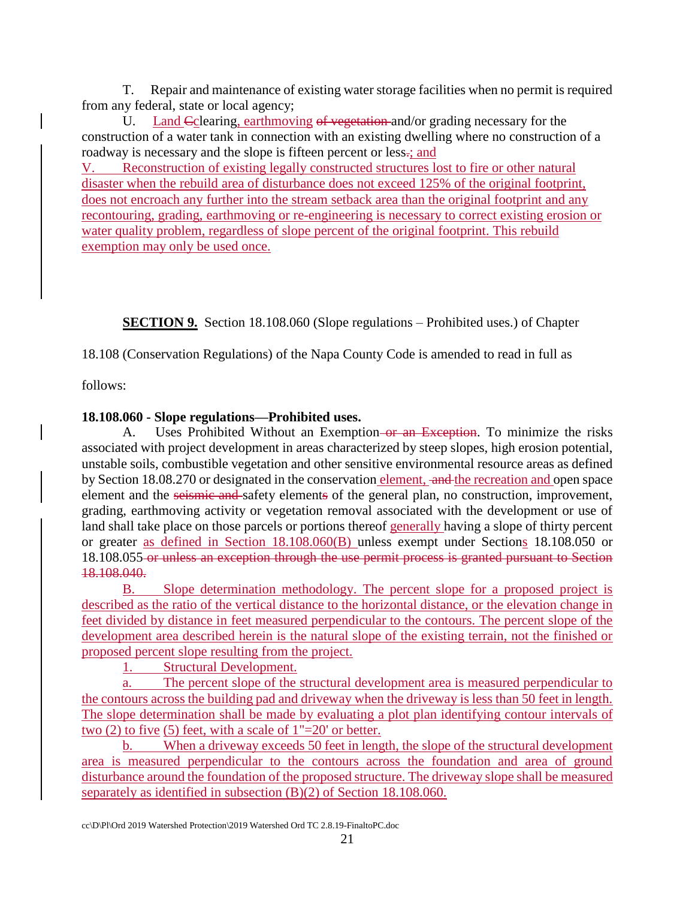T. Repair and maintenance of existing water storage facilities when no permit is required from any federal, state or local agency;

U. Land Cclearing, earthmoving of vegetation and/or grading necessary for the construction of a water tank in connection with an existing dwelling where no construction of a roadway is necessary and the slope is fifteen percent or less.; and

V. Reconstruction of existing legally constructed structures lost to fire or other natural disaster when the rebuild area of disturbance does not exceed 125% of the original footprint, does not encroach any further into the stream setback area than the original footprint and any recontouring, grading, earthmoving or re-engineering is necessary to correct existing erosion or water quality problem, regardless of slope percent of the original footprint. This rebuild exemption may only be used once.

**SECTION 9.** Section 18.108.060 (Slope regulations – Prohibited uses.) of Chapter 18.108 (Conservation Regulations) of the Napa County Code is amended to read in full as follows:

**18.108.060 - Slope regulations—Prohibited uses.**

A. Uses Prohibited Without an Exemption ~~or an Exception~~. To minimize the risks associated with project development in areas characterized by steep slopes, high erosion potential, unstable soils, combustible vegetation and other sensitive environmental resource areas as defined by Section 18.08.270 or designated in the conservation element, ~~and~~ the recreation and open space element and the ~~seismic and~~ safety element~~s~~ of the general plan, no construction, improvement, grading, earthmoving activity or vegetation removal associated with the development or use of land shall take place on those parcels or portions thereof generally having a slope of thirty percent or greater as defined in Section 18.108.060(B) unless exempt under Sections 18.108.050 or 18.108.055 ~~or unless an exception through the use permit process is granted pursuant to Section 18.108.040.~~

B. Slope determination methodology. The percent slope for a proposed project is described as the ratio of the vertical distance to the horizontal distance, or the elevation change in feet divided by distance in feet measured perpendicular to the contours. The percent slope of the development area described herein is the natural slope of the existing terrain, not the finished or proposed percent slope resulting from the project.

1. Structural Development.

a. The percent slope of the structural development area is measured perpendicular to the contours across the building pad and driveway when the driveway is less than 50 feet in length. The slope determination shall be made by evaluating a plot plan identifying contour intervals of two (2) to five (5) feet, with a scale of 1"=20' or better.

b. When a driveway exceeds 50 feet in length, the slope of the structural development area is measured perpendicular to the contours across the foundation and area of ground disturbance around the foundation of the proposed structure. The driveway slope shall be measured separately as identified in subsection (B)(2) of Section 18.108.060.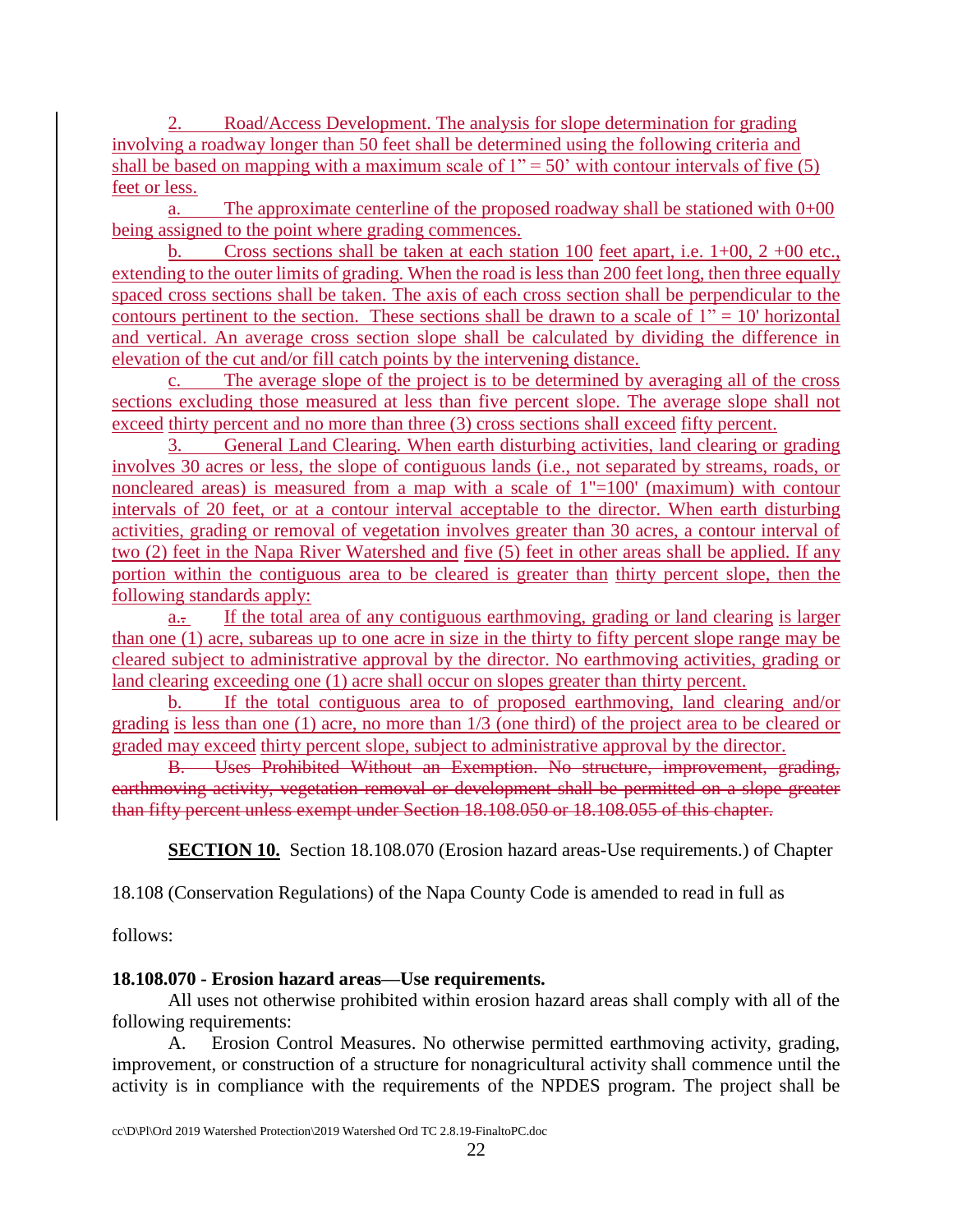2. Road/Access Development. The analysis for slope determination for grading involving a roadway longer than 50 feet shall be determined using the following criteria and shall be based on mapping with a maximum scale of 1" = 50' with contour intervals of five (5) feet or less.

a. The approximate centerline of the proposed roadway shall be stationed with 0+00 being assigned to the point where grading commences.

b. Cross sections shall be taken at each station 100 feet apart, i.e. 1+00, 2 +00 etc., extending to the outer limits of grading. When the road is less than 200 feet long, then three equally spaced cross sections shall be taken. The axis of each cross section shall be perpendicular to the contours pertinent to the section. These sections shall be drawn to a scale of 1" = 10' horizontal and vertical. An average cross section slope shall be calculated by dividing the difference in elevation of the cut and/or fill catch points by the intervening distance.

c. The average slope of the project is to be determined by averaging all of the cross sections excluding those measured at less than five percent slope. The average slope shall not exceed thirty percent and no more than three (3) cross sections shall exceed fifty percent.

3. General Land Clearing. When earth disturbing activities, land clearing or grading involves 30 acres or less, the slope of contiguous lands (i.e., not separated by streams, roads, or noncleared areas) is measured from a map with a scale of 1"=100' (maximum) with contour intervals of 20 feet, or at a contour interval acceptable to the director. When earth disturbing activities, grading or removal of vegetation involves greater than 30 acres, a contour interval of two (2) feet in the Napa River Watershed and five (5) feet in other areas shall be applied. If any portion within the contiguous area to be cleared is greater than thirty percent slope, then the following standards apply:

a. If the total area of any contiguous earthmoving, grading or land clearing is larger than one (1) acre, subareas up to one acre in size in the thirty to fifty percent slope range may be cleared subject to administrative approval by the director. No earthmoving activities, grading or land clearing exceeding one (1) acre shall occur on slopes greater than thirty percent.

b. If the total contiguous area to of proposed earthmoving, land clearing and/or grading is less than one (1) acre, no more than 1/3 (one third) of the project area to be cleared or graded may exceed thirty percent slope, subject to administrative approval by the director.

~~B. Uses Prohibited Without an Exemption. No structure, improvement, grading, earthmoving activity, vegetation removal or development shall be permitted on a slope greater than fifty percent unless exempt under Section 18.108.050 or 18.108.055 of this chapter.~~

**SECTION 10.** Section 18.108.070 (Erosion hazard areas-Use requirements.) of Chapter 18.108 (Conservation Regulations) of the Napa County Code is amended to read in full as follows:

**18.108.070 - Erosion hazard areas—Use requirements.**

All uses not otherwise prohibited within erosion hazard areas shall comply with all of the following requirements:

A. Erosion Control Measures. No otherwise permitted earthmoving activity, grading, improvement, or construction of a structure for nonagricultural activity shall commence until the activity is in compliance with the requirements of the NPDES program. The project shall be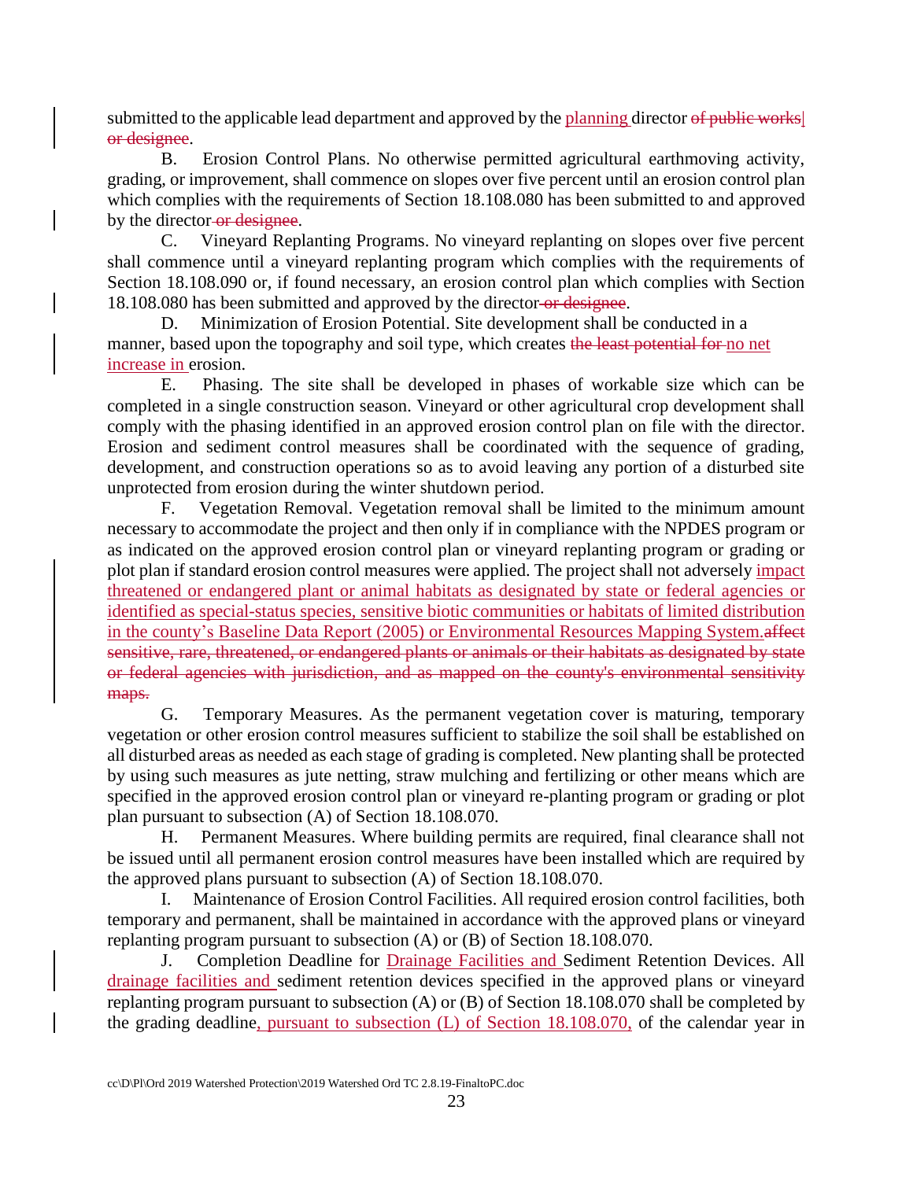submitted to the applicable lead department and approved by the <ins>planning </ins>director ~~of public works or designee~~.

B. Erosion Control Plans. No otherwise permitted agricultural earthmoving activity, grading, or improvement, shall commence on slopes over five percent until an erosion control plan which complies with the requirements of Section 18.108.080 has been submitted to and approved by the director~~ or designee~~.

C. Vineyard Replanting Programs. No vineyard replanting on slopes over five percent shall commence until a vineyard replanting program which complies with the requirements of Section 18.108.090 or, if found necessary, an erosion control plan which complies with Section 18.108.080 has been submitted and approved by the director~~ or designee~~.

D. Minimization of Erosion Potential. Site development shall be conducted in a manner, based upon the topography and soil type, which creates ~~the least potential for~~ <ins>no net increase in </ins>erosion.

E. Phasing. The site shall be developed in phases of workable size which can be completed in a single construction season. Vineyard or other agricultural crop development shall comply with the phasing identified in an approved erosion control plan on file with the director. Erosion and sediment control measures shall be coordinated with the sequence of grading, development, and construction operations so as to avoid leaving any portion of a disturbed site unprotected from erosion during the winter shutdown period.

F. Vegetation Removal. Vegetation removal shall be limited to the minimum amount necessary to accommodate the project and then only if in compliance with the NPDES program or as indicated on the approved erosion control plan or vineyard replanting program or grading or plot plan if standard erosion control measures were applied. The project shall not adversely <ins>impact threatened or endangered plant or animal habitats as designated by state or federal agencies or identified as special-status species, sensitive biotic communities or habitats of limited distribution in the county's Baseline Data Report (2005) or Environmental Resources Mapping System.</ins>~~affect sensitive, rare, threatened, or endangered plants or animals or their habitats as designated by state or federal agencies with jurisdiction, and as mapped on the county's environmental sensitivity maps.~~

G. Temporary Measures. As the permanent vegetation cover is maturing, temporary vegetation or other erosion control measures sufficient to stabilize the soil shall be established on all disturbed areas as needed as each stage of grading is completed. New planting shall be protected by using such measures as jute netting, straw mulching and fertilizing or other means which are specified in the approved erosion control plan or vineyard re-planting program or grading or plot plan pursuant to subsection (A) of Section 18.108.070.

H. Permanent Measures. Where building permits are required, final clearance shall not be issued until all permanent erosion control measures have been installed which are required by the approved plans pursuant to subsection (A) of Section 18.108.070.

I. Maintenance of Erosion Control Facilities. All required erosion control facilities, both temporary and permanent, shall be maintained in accordance with the approved plans or vineyard replanting program pursuant to subsection (A) or (B) of Section 18.108.070.

J. Completion Deadline for <ins>Drainage Facilities and </ins>Sediment Retention Devices. All <ins>drainage facilities and </ins>sediment retention devices specified in the approved plans or vineyard replanting program pursuant to subsection (A) or (B) of Section 18.108.070 shall be completed by the grading deadline<ins>, pursuant to subsection (L) of Section 18.108.070,</ins> of the calendar year in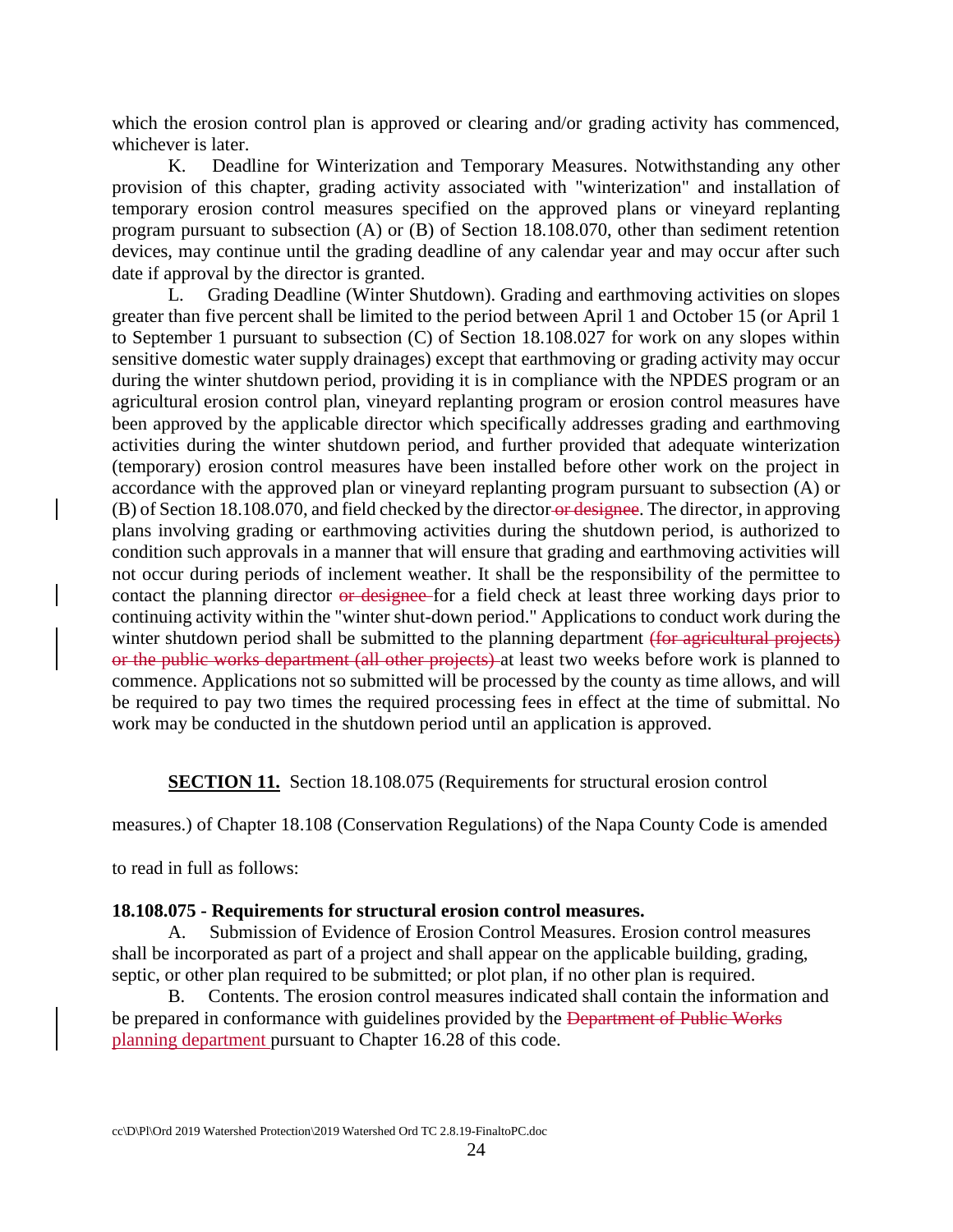which the erosion control plan is approved or clearing and/or grading activity has commenced, whichever is later.

K. Deadline for Winterization and Temporary Measures. Notwithstanding any other provision of this chapter, grading activity associated with "winterization" and installation of temporary erosion control measures specified on the approved plans or vineyard replanting program pursuant to subsection (A) or (B) of Section 18.108.070, other than sediment retention devices, may continue until the grading deadline of any calendar year and may occur after such date if approval by the director is granted.

L. Grading Deadline (Winter Shutdown). Grading and earthmoving activities on slopes greater than five percent shall be limited to the period between April 1 and October 15 (or April 1 to September 1 pursuant to subsection (C) of Section 18.108.027 for work on any slopes within sensitive domestic water supply drainages) except that earthmoving or grading activity may occur during the winter shutdown period, providing it is in compliance with the NPDES program or an agricultural erosion control plan, vineyard replanting program or erosion control measures have been approved by the applicable director which specifically addresses grading and earthmoving activities during the winter shutdown period, and further provided that adequate winterization (temporary) erosion control measures have been installed before other work on the project in accordance with the approved plan or vineyard replanting program pursuant to subsection (A) or (B) of Section 18.108.070, and field checked by the director ~~or designee~~. The director, in approving plans involving grading or earthmoving activities during the shutdown period, is authorized to condition such approvals in a manner that will ensure that grading and earthmoving activities will not occur during periods of inclement weather. It shall be the responsibility of the permittee to contact the planning director ~~or designee~~ for a field check at least three working days prior to continuing activity within the "winter shut-down period." Applications to conduct work during the winter shutdown period shall be submitted to the planning department ~~(for agricultural projects) or the public works department (all other projects)~~ at least two weeks before work is planned to commence. Applications not so submitted will be processed by the county as time allows, and will be required to pay two times the required processing fees in effect at the time of submittal. No work may be conducted in the shutdown period until an application is approved.

**SECTION 11.** Section 18.108.075 (Requirements for structural erosion control measures.) of Chapter 18.108 (Conservation Regulations) of the Napa County Code is amended to read in full as follows:

**18.108.075 - Requirements for structural erosion control measures.**

A. Submission of Evidence of Erosion Control Measures. Erosion control measures shall be incorporated as part of a project and shall appear on the applicable building, grading, septic, or other plan required to be submitted; or plot plan, if no other plan is required.

B. Contents. The erosion control measures indicated shall contain the information and be prepared in conformance with guidelines provided by the ~~Department of Public Works~~ <u>planning department</u> pursuant to Chapter 16.28 of this code.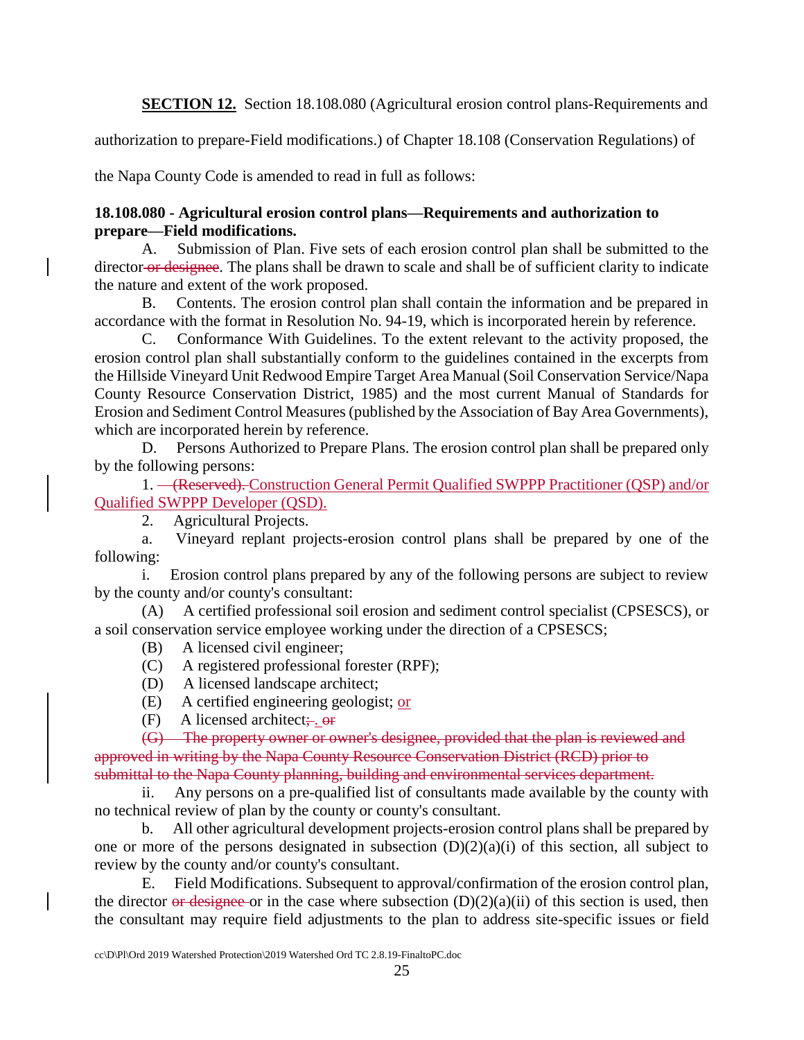**SECTION 12.** Section 18.108.080 (Agricultural erosion control plans-Requirements and authorization to prepare-Field modifications.) of Chapter 18.108 (Conservation Regulations) of the Napa County Code is amended to read in full as follows:

**18.108.080 - Agricultural erosion control plans—Requirements and authorization to prepare—Field modifications.**

A. Submission of Plan. Five sets of each erosion control plan shall be submitted to the director ~~or designee~~. The plans shall be drawn to scale and shall be of sufficient clarity to indicate the nature and extent of the work proposed.

B. Contents. The erosion control plan shall contain the information and be prepared in accordance with the format in Resolution No. 94-19, which is incorporated herein by reference.

C. Conformance With Guidelines. To the extent relevant to the activity proposed, the erosion control plan shall substantially conform to the guidelines contained in the excerpts from the Hillside Vineyard Unit Redwood Empire Target Area Manual (Soil Conservation Service/Napa County Resource Conservation District, 1985) and the most current Manual of Standards for Erosion and Sediment Control Measures (published by the Association of Bay Area Governments), which are incorporated herein by reference.

D. Persons Authorized to Prepare Plans. The erosion control plan shall be prepared only by the following persons:

1. ~~(Reserved).~~ <u>Construction General Permit Qualified SWPPP Practitioner (QSP) and/or Qualified SWPPP Developer (QSD).</u>

2. Agricultural Projects.

a. Vineyard replant projects-erosion control plans shall be prepared by one of the following:

i. Erosion control plans prepared by any of the following persons are subject to review by the county and/or county's consultant:

(A) A certified professional soil erosion and sediment control specialist (CPSESCS), or a soil conservation service employee working under the direction of a CPSESCS;

(B) A licensed civil engineer;

(C) A registered professional forester (RPF);

(D) A licensed landscape architect;

(E) A certified engineering geologist; <u>or</u>

(F) A licensed architect~~;~~. ~~or~~

~~(G) The property owner or owner's designee, provided that the plan is reviewed and approved in writing by the Napa County Resource Conservation District (RCD) prior to submittal to the Napa County planning, building and environmental services department.~~

ii. Any persons on a pre-qualified list of consultants made available by the county with no technical review of plan by the county or county's consultant.

b. All other agricultural development projects-erosion control plans shall be prepared by one or more of the persons designated in subsection (D)(2)(a)(i) of this section, all subject to review by the county and/or county's consultant.

E. Field Modifications. Subsequent to approval/confirmation of the erosion control plan, the director ~~or designee~~ or in the case where subsection (D)(2)(a)(ii) of this section is used, then the consultant may require field adjustments to the plan to address site-specific issues or field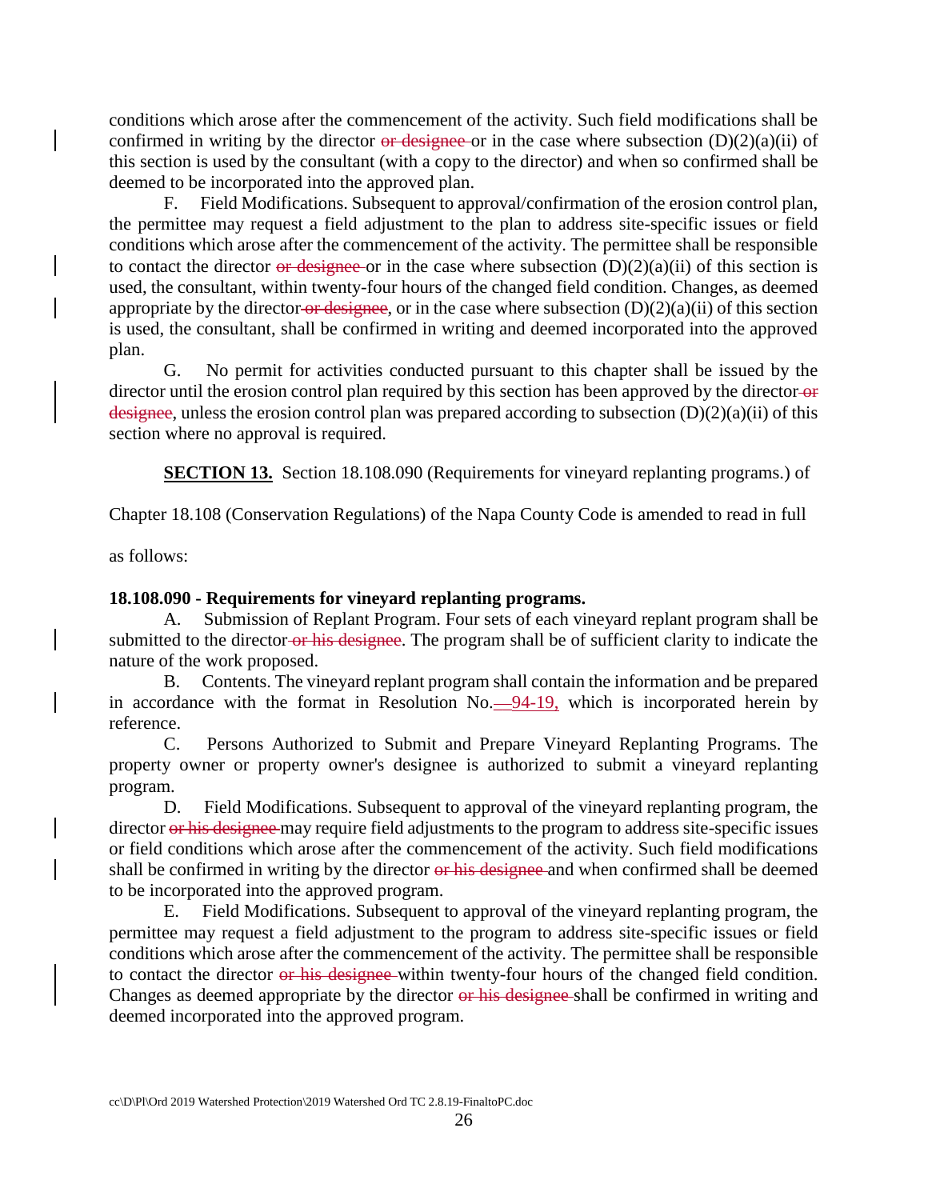conditions which arose after the commencement of the activity. Such field modifications shall be confirmed in writing by the director ~~or designee~~ or in the case where subsection (D)(2)(a)(ii) of this section is used by the consultant (with a copy to the director) and when so confirmed shall be deemed to be incorporated into the approved plan.

F. Field Modifications. Subsequent to approval/confirmation of the erosion control plan, the permittee may request a field adjustment to the plan to address site-specific issues or field conditions which arose after the commencement of the activity. The permittee shall be responsible to contact the director ~~or designee~~ or in the case where subsection (D)(2)(a)(ii) of this section is used, the consultant, within twenty-four hours of the changed field condition. Changes, as deemed appropriate by the director ~~or designee~~, or in the case where subsection (D)(2)(a)(ii) of this section is used, the consultant, shall be confirmed in writing and deemed incorporated into the approved plan.

G. No permit for activities conducted pursuant to this chapter shall be issued by the director until the erosion control plan required by this section has been approved by the director ~~or designee~~, unless the erosion control plan was prepared according to subsection (D)(2)(a)(ii) of this section where no approval is required.

**SECTION 13.** Section 18.108.090 (Requirements for vineyard replanting programs.) of Chapter 18.108 (Conservation Regulations) of the Napa County Code is amended to read in full as follows:

**18.108.090 - Requirements for vineyard replanting programs.**

A. Submission of Replant Program. Four sets of each vineyard replant program shall be submitted to the director ~~or his designee~~. The program shall be of sufficient clarity to indicate the nature of the work proposed.

B. Contents. The vineyard replant program shall contain the information and be prepared in accordance with the format in Resolution No. ~~—~~94-19, which is incorporated herein by reference.

C. Persons Authorized to Submit and Prepare Vineyard Replanting Programs. The property owner or property owner's designee is authorized to submit a vineyard replanting program.

D. Field Modifications. Subsequent to approval of the vineyard replanting program, the director ~~or his designee~~ may require field adjustments to the program to address site-specific issues or field conditions which arose after the commencement of the activity. Such field modifications shall be confirmed in writing by the director ~~or his designee~~ and when confirmed shall be deemed to be incorporated into the approved program.

E. Field Modifications. Subsequent to approval of the vineyard replanting program, the permittee may request a field adjustment to the program to address site-specific issues or field conditions which arose after the commencement of the activity. The permittee shall be responsible to contact the director ~~or his designee~~ within twenty-four hours of the changed field condition. Changes as deemed appropriate by the director ~~or his designee~~ shall be confirmed in writing and deemed incorporated into the approved program.

cc\D\Pl\Ord 2019 Watershed Protection\2019 Watershed Ord TC 2.8.19-FinaltoPC.doc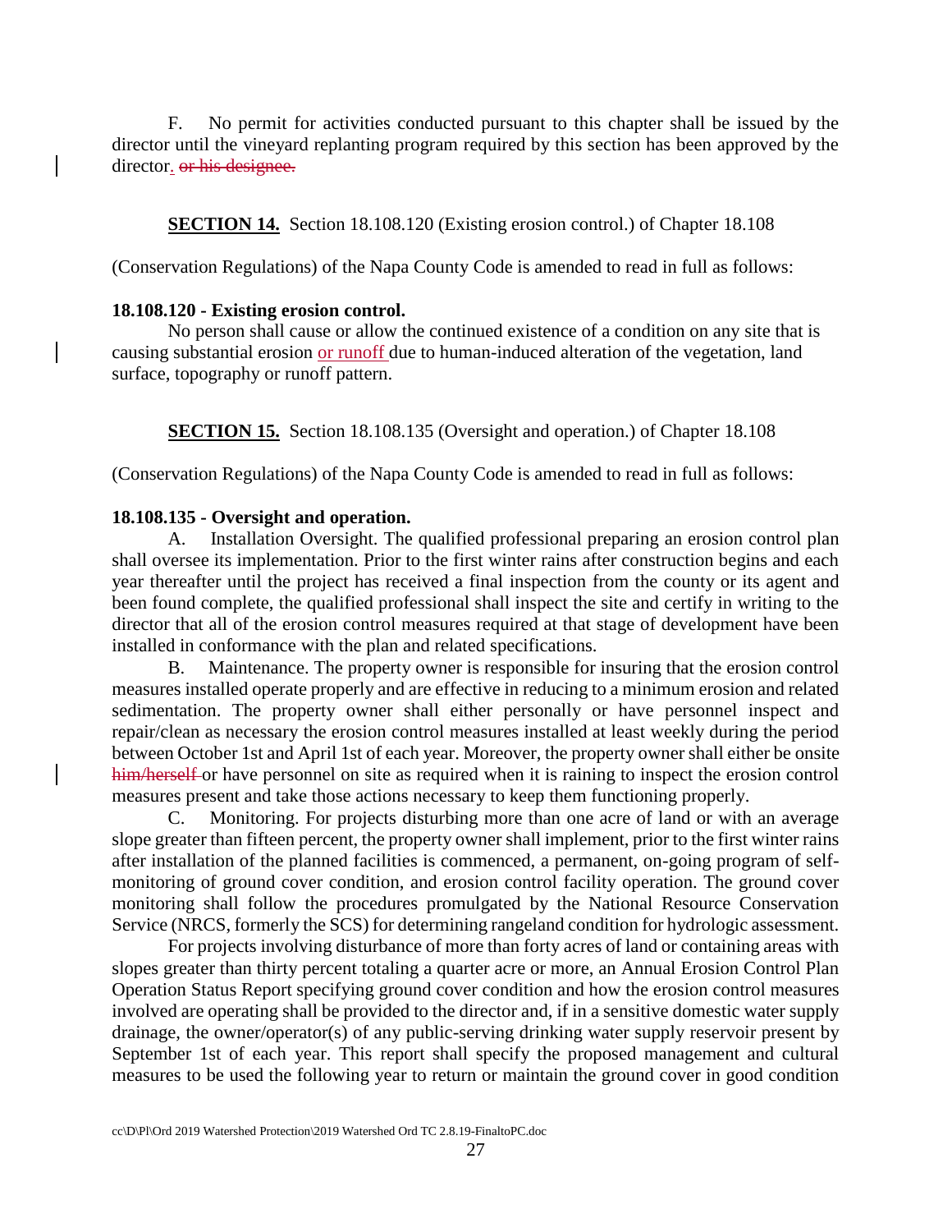F. No permit for activities conducted pursuant to this chapter shall be issued by the director until the vineyard replanting program required by this section has been approved by the director. ~~or his designee.~~

**SECTION 14.** Section 18.108.120 (Existing erosion control.) of Chapter 18.108 (Conservation Regulations) of the Napa County Code is amended to read in full as follows:

**18.108.120 - Existing erosion control.**

No person shall cause or allow the continued existence of a condition on any site that is causing substantial erosion or runoff due to human-induced alteration of the vegetation, land surface, topography or runoff pattern.

**SECTION 15.** Section 18.108.135 (Oversight and operation.) of Chapter 18.108 (Conservation Regulations) of the Napa County Code is amended to read in full as follows:

**18.108.135 - Oversight and operation.**

A. Installation Oversight. The qualified professional preparing an erosion control plan shall oversee its implementation. Prior to the first winter rains after construction begins and each year thereafter until the project has received a final inspection from the county or its agent and been found complete, the qualified professional shall inspect the site and certify in writing to the director that all of the erosion control measures required at that stage of development have been installed in conformance with the plan and related specifications.

B. Maintenance. The property owner is responsible for insuring that the erosion control measures installed operate properly and are effective in reducing to a minimum erosion and related sedimentation. The property owner shall either personally or have personnel inspect and repair/clean as necessary the erosion control measures installed at least weekly during the period between October 1st and April 1st of each year. Moreover, the property owner shall either be onsite ~~him/herself~~ or have personnel on site as required when it is raining to inspect the erosion control measures present and take those actions necessary to keep them functioning properly.

C. Monitoring. For projects disturbing more than one acre of land or with an average slope greater than fifteen percent, the property owner shall implement, prior to the first winter rains after installation of the planned facilities is commenced, a permanent, on-going program of self-monitoring of ground cover condition, and erosion control facility operation. The ground cover monitoring shall follow the procedures promulgated by the National Resource Conservation Service (NRCS, formerly the SCS) for determining rangeland condition for hydrologic assessment.

For projects involving disturbance of more than forty acres of land or containing areas with slopes greater than thirty percent totaling a quarter acre or more, an Annual Erosion Control Plan Operation Status Report specifying ground cover condition and how the erosion control measures involved are operating shall be provided to the director and, if in a sensitive domestic water supply drainage, the owner/operator(s) of any public-serving drinking water supply reservoir present by September 1st of each year. This report shall specify the proposed management and cultural measures to be used the following year to return or maintain the ground cover in good condition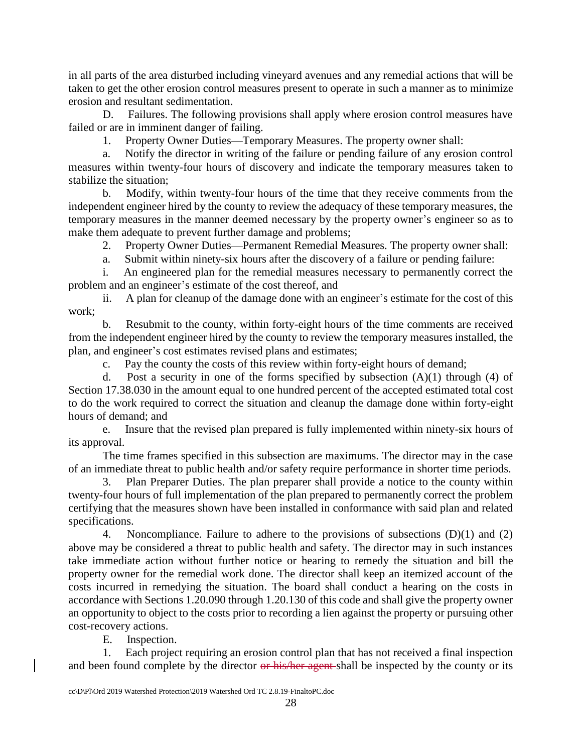in all parts of the area disturbed including vineyard avenues and any remedial actions that will be taken to get the other erosion control measures present to operate in such a manner as to minimize erosion and resultant sedimentation.

D. Failures. The following provisions shall apply where erosion control measures have failed or are in imminent danger of failing.

1. Property Owner Duties—Temporary Measures. The property owner shall:

a. Notify the director in writing of the failure or pending failure of any erosion control measures within twenty-four hours of discovery and indicate the temporary measures taken to stabilize the situation;

b. Modify, within twenty-four hours of the time that they receive comments from the independent engineer hired by the county to review the adequacy of these temporary measures, the temporary measures in the manner deemed necessary by the property owner's engineer so as to make them adequate to prevent further damage and problems;

2. Property Owner Duties—Permanent Remedial Measures. The property owner shall:

a. Submit within ninety-six hours after the discovery of a failure or pending failure:

i. An engineered plan for the remedial measures necessary to permanently correct the problem and an engineer's estimate of the cost thereof, and

ii. A plan for cleanup of the damage done with an engineer's estimate for the cost of this work;

b. Resubmit to the county, within forty-eight hours of the time comments are received from the independent engineer hired by the county to review the temporary measures installed, the plan, and engineer's cost estimates revised plans and estimates;

c. Pay the county the costs of this review within forty-eight hours of demand;

d. Post a security in one of the forms specified by subsection (A)(1) through (4) of Section 17.38.030 in the amount equal to one hundred percent of the accepted estimated total cost to do the work required to correct the situation and cleanup the damage done within forty-eight hours of demand; and

e. Insure that the revised plan prepared is fully implemented within ninety-six hours of its approval.

The time frames specified in this subsection are maximums. The director may in the case of an immediate threat to public health and/or safety require performance in shorter time periods.

3. Plan Preparer Duties. The plan preparer shall provide a notice to the county within twenty-four hours of full implementation of the plan prepared to permanently correct the problem certifying that the measures shown have been installed in conformance with said plan and related specifications.

4. Noncompliance. Failure to adhere to the provisions of subsections (D)(1) and (2) above may be considered a threat to public health and safety. The director may in such instances take immediate action without further notice or hearing to remedy the situation and bill the property owner for the remedial work done. The director shall keep an itemized account of the costs incurred in remedying the situation. The board shall conduct a hearing on the costs in accordance with Sections 1.20.090 through 1.20.130 of this code and shall give the property owner an opportunity to object to the costs prior to recording a lien against the property or pursuing other cost-recovery actions.

E. Inspection.

1. Each project requiring an erosion control plan that has not received a final inspection and been found complete by the director ~~or his/her agent~~ shall be inspected by the county or its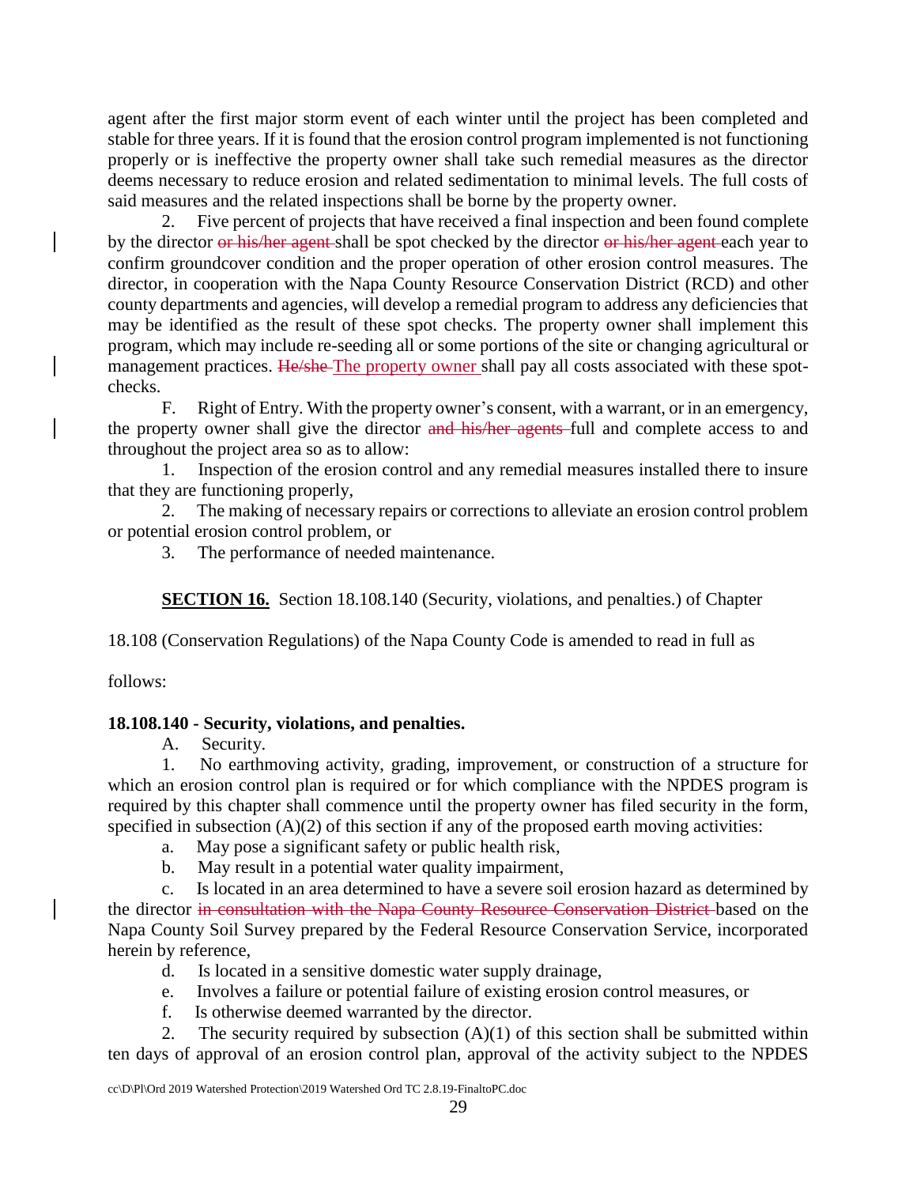agent after the first major storm event of each winter until the project has been completed and stable for three years. If it is found that the erosion control program implemented is not functioning properly or is ineffective the property owner shall take such remedial measures as the director deems necessary to reduce erosion and related sedimentation to minimal levels. The full costs of said measures and the related inspections shall be borne by the property owner.

2. Five percent of projects that have received a final inspection and been found complete by the director ~~or his/her agent~~ shall be spot checked by the director ~~or his/her agent~~ each year to confirm groundcover condition and the proper operation of other erosion control measures. The director, in cooperation with the Napa County Resource Conservation District (RCD) and other county departments and agencies, will develop a remedial program to address any deficiencies that may be identified as the result of these spot checks. The property owner shall implement this program, which may include re-seeding all or some portions of the site or changing agricultural or management practices. ~~He/she~~ The property owner shall pay all costs associated with these spot-checks.

F. Right of Entry. With the property owner's consent, with a warrant, or in an emergency, the property owner shall give the director ~~and his/her agents~~ full and complete access to and throughout the project area so as to allow:

1. Inspection of the erosion control and any remedial measures installed there to insure that they are functioning properly,

2. The making of necessary repairs or corrections to alleviate an erosion control problem or potential erosion control problem, or

3. The performance of needed maintenance.

**SECTION 16.** Section 18.108.140 (Security, violations, and penalties.) of Chapter 18.108 (Conservation Regulations) of the Napa County Code is amended to read in full as follows:

**18.108.140 - Security, violations, and penalties.**

A. Security.

1. No earthmoving activity, grading, improvement, or construction of a structure for which an erosion control plan is required or for which compliance with the NPDES program is required by this chapter shall commence until the property owner has filed security in the form, specified in subsection (A)(2) of this section if any of the proposed earth moving activities:

a. May pose a significant safety or public health risk,

b. May result in a potential water quality impairment,

c. Is located in an area determined to have a severe soil erosion hazard as determined by the director ~~in consultation with the Napa County Resource Conservation District~~ based on the Napa County Soil Survey prepared by the Federal Resource Conservation Service, incorporated herein by reference,

d. Is located in a sensitive domestic water supply drainage,

e. Involves a failure or potential failure of existing erosion control measures, or

f. Is otherwise deemed warranted by the director.

2. The security required by subsection (A)(1) of this section shall be submitted within ten days of approval of an erosion control plan, approval of the activity subject to the NPDES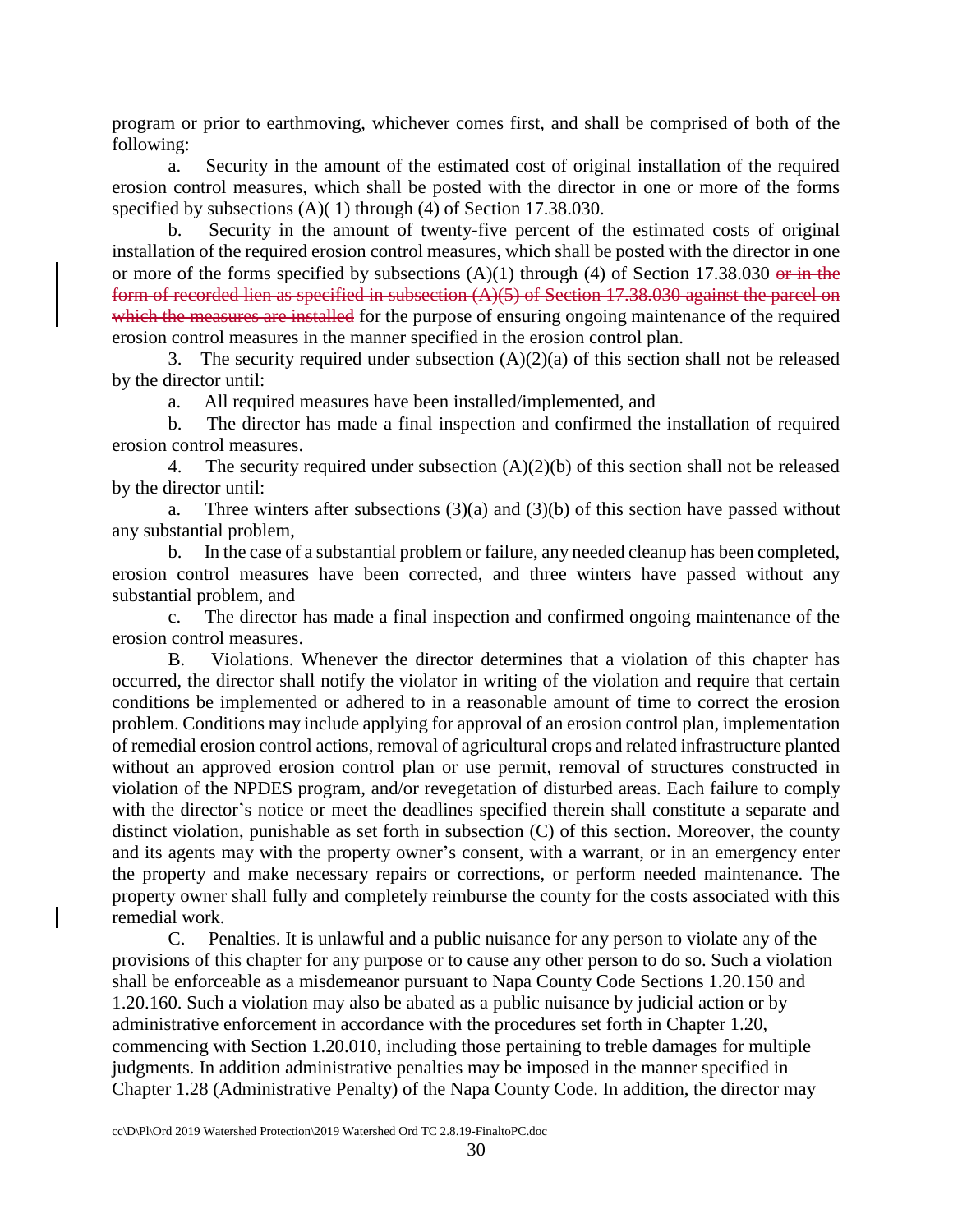program or prior to earthmoving, whichever comes first, and shall be comprised of both of the following:

a. Security in the amount of the estimated cost of original installation of the required erosion control measures, which shall be posted with the director in one or more of the forms specified by subsections (A)( 1) through (4) of Section 17.38.030.

b. Security in the amount of twenty-five percent of the estimated costs of original installation of the required erosion control measures, which shall be posted with the director in one or more of the forms specified by subsections (A)(1) through (4) of Section 17.38.030 ~~or in the form of recorded lien as specified in subsection (A)(5) of Section 17.38.030 against the parcel on which the measures are installed~~ for the purpose of ensuring ongoing maintenance of the required erosion control measures in the manner specified in the erosion control plan.

3. The security required under subsection (A)(2)(a) of this section shall not be released by the director until:

a. All required measures have been installed/implemented, and

b. The director has made a final inspection and confirmed the installation of required erosion control measures.

4. The security required under subsection (A)(2)(b) of this section shall not be released by the director until:

a. Three winters after subsections (3)(a) and (3)(b) of this section have passed without any substantial problem,

b. In the case of a substantial problem or failure, any needed cleanup has been completed, erosion control measures have been corrected, and three winters have passed without any substantial problem, and

c. The director has made a final inspection and confirmed ongoing maintenance of the erosion control measures.

B. Violations. Whenever the director determines that a violation of this chapter has occurred, the director shall notify the violator in writing of the violation and require that certain conditions be implemented or adhered to in a reasonable amount of time to correct the erosion problem. Conditions may include applying for approval of an erosion control plan, implementation of remedial erosion control actions, removal of agricultural crops and related infrastructure planted without an approved erosion control plan or use permit, removal of structures constructed in violation of the NPDES program, and/or revegetation of disturbed areas. Each failure to comply with the director's notice or meet the deadlines specified therein shall constitute a separate and distinct violation, punishable as set forth in subsection (C) of this section. Moreover, the county and its agents may with the property owner's consent, with a warrant, or in an emergency enter the property and make necessary repairs or corrections, or perform needed maintenance. The property owner shall fully and completely reimburse the county for the costs associated with this remedial work.

C. Penalties. It is unlawful and a public nuisance for any person to violate any of the provisions of this chapter for any purpose or to cause any other person to do so. Such a violation shall be enforceable as a misdemeanor pursuant to Napa County Code Sections 1.20.150 and 1.20.160. Such a violation may also be abated as a public nuisance by judicial action or by administrative enforcement in accordance with the procedures set forth in Chapter 1.20, commencing with Section 1.20.010, including those pertaining to treble damages for multiple judgments. In addition administrative penalties may be imposed in the manner specified in Chapter 1.28 (Administrative Penalty) of the Napa County Code. In addition, the director may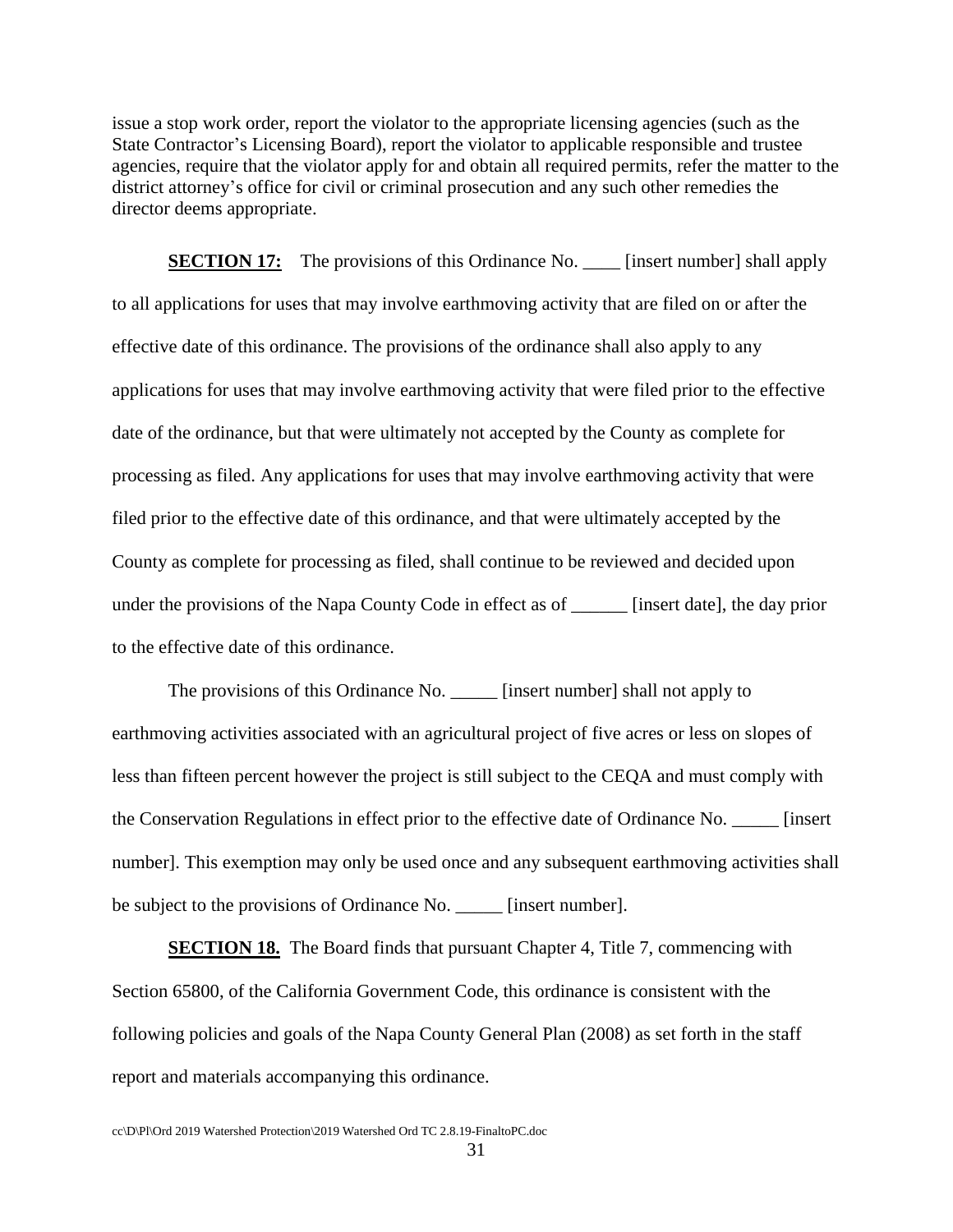issue a stop work order, report the violator to the appropriate licensing agencies (such as the State Contractor's Licensing Board), report the violator to applicable responsible and trustee agencies, require that the violator apply for and obtain all required permits, refer the matter to the district attorney's office for civil or criminal prosecution and any such other remedies the director deems appropriate.

**SECTION 17:** The provisions of this Ordinance No. ____ [insert number] shall apply to all applications for uses that may involve earthmoving activity that are filed on or after the effective date of this ordinance. The provisions of the ordinance shall also apply to any applications for uses that may involve earthmoving activity that were filed prior to the effective date of the ordinance, but that were ultimately not accepted by the County as complete for processing as filed. Any applications for uses that may involve earthmoving activity that were filed prior to the effective date of this ordinance, and that were ultimately accepted by the County as complete for processing as filed, shall continue to be reviewed and decided upon under the provisions of the Napa County Code in effect as of ______ [insert date], the day prior to the effective date of this ordinance.

The provisions of this Ordinance No. _____ [insert number] shall not apply to earthmoving activities associated with an agricultural project of five acres or less on slopes of less than fifteen percent however the project is still subject to the CEQA and must comply with the Conservation Regulations in effect prior to the effective date of Ordinance No. _____ [insert number]. This exemption may only be used once and any subsequent earthmoving activities shall be subject to the provisions of Ordinance No. _____ [insert number].

**SECTION 18.** The Board finds that pursuant Chapter 4, Title 7, commencing with Section 65800, of the California Government Code, this ordinance is consistent with the following policies and goals of the Napa County General Plan (2008) as set forth in the staff report and materials accompanying this ordinance.

cc\D\Pl\Ord 2019 Watershed Protection\2019 Watershed Ord TC 2.8.19-FinaltoPC.doc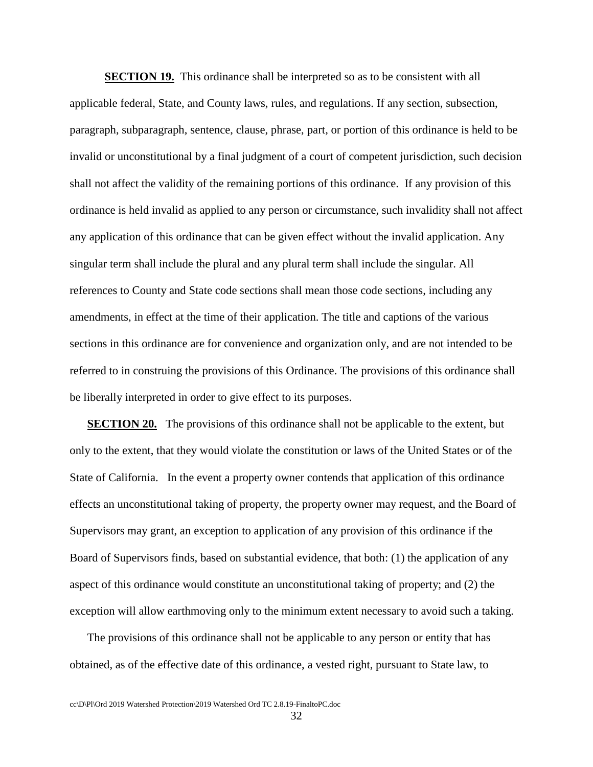**SECTION 19.** This ordinance shall be interpreted so as to be consistent with all applicable federal, State, and County laws, rules, and regulations. If any section, subsection, paragraph, subparagraph, sentence, clause, phrase, part, or portion of this ordinance is held to be invalid or unconstitutional by a final judgment of a court of competent jurisdiction, such decision shall not affect the validity of the remaining portions of this ordinance. If any provision of this ordinance is held invalid as applied to any person or circumstance, such invalidity shall not affect any application of this ordinance that can be given effect without the invalid application. Any singular term shall include the plural and any plural term shall include the singular. All references to County and State code sections shall mean those code sections, including any amendments, in effect at the time of their application. The title and captions of the various sections in this ordinance are for convenience and organization only, and are not intended to be referred to in construing the provisions of this Ordinance. The provisions of this ordinance shall be liberally interpreted in order to give effect to its purposes.

**SECTION 20.** The provisions of this ordinance shall not be applicable to the extent, but only to the extent, that they would violate the constitution or laws of the United States or of the State of California. In the event a property owner contends that application of this ordinance effects an unconstitutional taking of property, the property owner may request, and the Board of Supervisors may grant, an exception to application of any provision of this ordinance if the Board of Supervisors finds, based on substantial evidence, that both: (1) the application of any aspect of this ordinance would constitute an unconstitutional taking of property; and (2) the exception will allow earthmoving only to the minimum extent necessary to avoid such a taking.

The provisions of this ordinance shall not be applicable to any person or entity that has obtained, as of the effective date of this ordinance, a vested right, pursuant to State law, to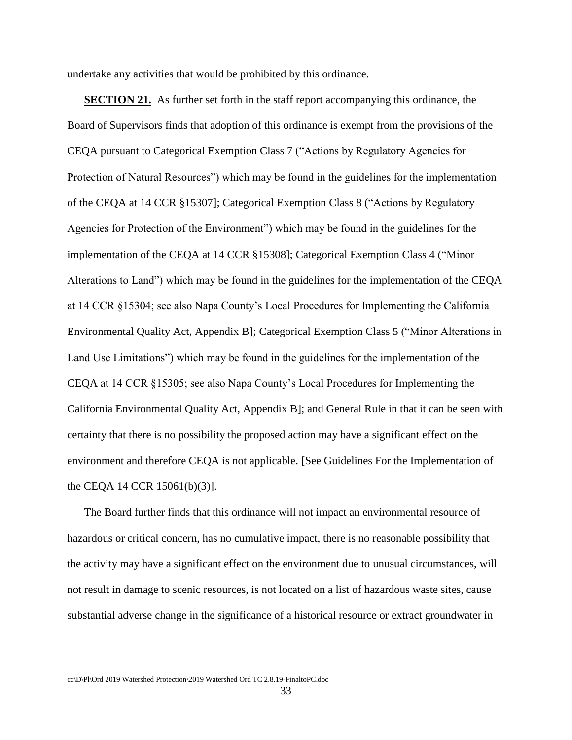undertake any activities that would be prohibited by this ordinance.

**SECTION 21.** As further set forth in the staff report accompanying this ordinance, the Board of Supervisors finds that adoption of this ordinance is exempt from the provisions of the CEQA pursuant to Categorical Exemption Class 7 ("Actions by Regulatory Agencies for Protection of Natural Resources") which may be found in the guidelines for the implementation of the CEQA at 14 CCR §15307]; Categorical Exemption Class 8 ("Actions by Regulatory Agencies for Protection of the Environment") which may be found in the guidelines for the implementation of the CEQA at 14 CCR §15308]; Categorical Exemption Class 4 ("Minor Alterations to Land") which may be found in the guidelines for the implementation of the CEQA at 14 CCR §15304; see also Napa County's Local Procedures for Implementing the California Environmental Quality Act, Appendix B]; Categorical Exemption Class 5 ("Minor Alterations in Land Use Limitations") which may be found in the guidelines for the implementation of the CEQA at 14 CCR §15305; see also Napa County's Local Procedures for Implementing the California Environmental Quality Act, Appendix B]; and General Rule in that it can be seen with certainty that there is no possibility the proposed action may have a significant effect on the environment and therefore CEQA is not applicable. [See Guidelines For the Implementation of the CEQA 14 CCR 15061(b)(3)].

The Board further finds that this ordinance will not impact an environmental resource of hazardous or critical concern, has no cumulative impact, there is no reasonable possibility that the activity may have a significant effect on the environment due to unusual circumstances, will not result in damage to scenic resources, is not located on a list of hazardous waste sites, cause substantial adverse change in the significance of a historical resource or extract groundwater in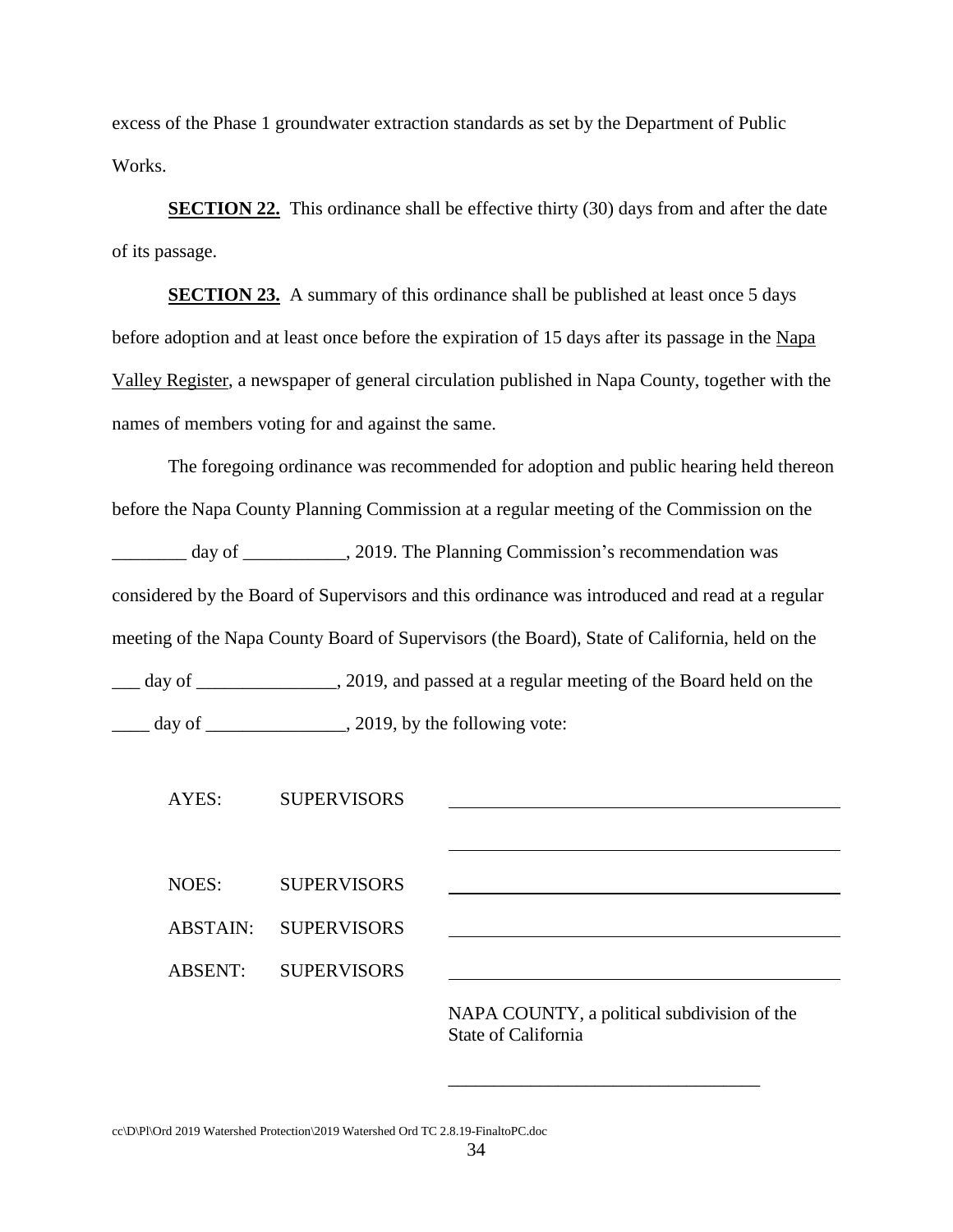excess of the Phase 1 groundwater extraction standards as set by the Department of Public Works.

**SECTION 22.** This ordinance shall be effective thirty (30) days from and after the date of its passage.

**SECTION 23.** A summary of this ordinance shall be published at least once 5 days before adoption and at least once before the expiration of 15 days after its passage in the Napa Valley Register, a newspaper of general circulation published in Napa County, together with the names of members voting for and against the same.

The foregoing ordinance was recommended for adoption and public hearing held thereon before the Napa County Planning Commission at a regular meeting of the Commission on the ________ day of ___________, 2019. The Planning Commission's recommendation was considered by the Board of Supervisors and this ordinance was introduced and read at a regular meeting of the Napa County Board of Supervisors (the Board), State of California, held on the ___ day of _______________, 2019, and passed at a regular meeting of the Board held on the ____ day of _______________, 2019, by the following vote:

AYES: SUPERVISORS ____________________________________________

____________________________________________

NOES: SUPERVISORS ____________________________________________

ABSTAIN: SUPERVISORS ____________________________________________

ABSENT: SUPERVISORS ____________________________________________

NAPA COUNTY, a political subdivision of the State of California

_________________________________

cc\D\Pl\Ord 2019 Watershed Protection\2019 Watershed Ord TC 2.8.19-FinaltoPC.doc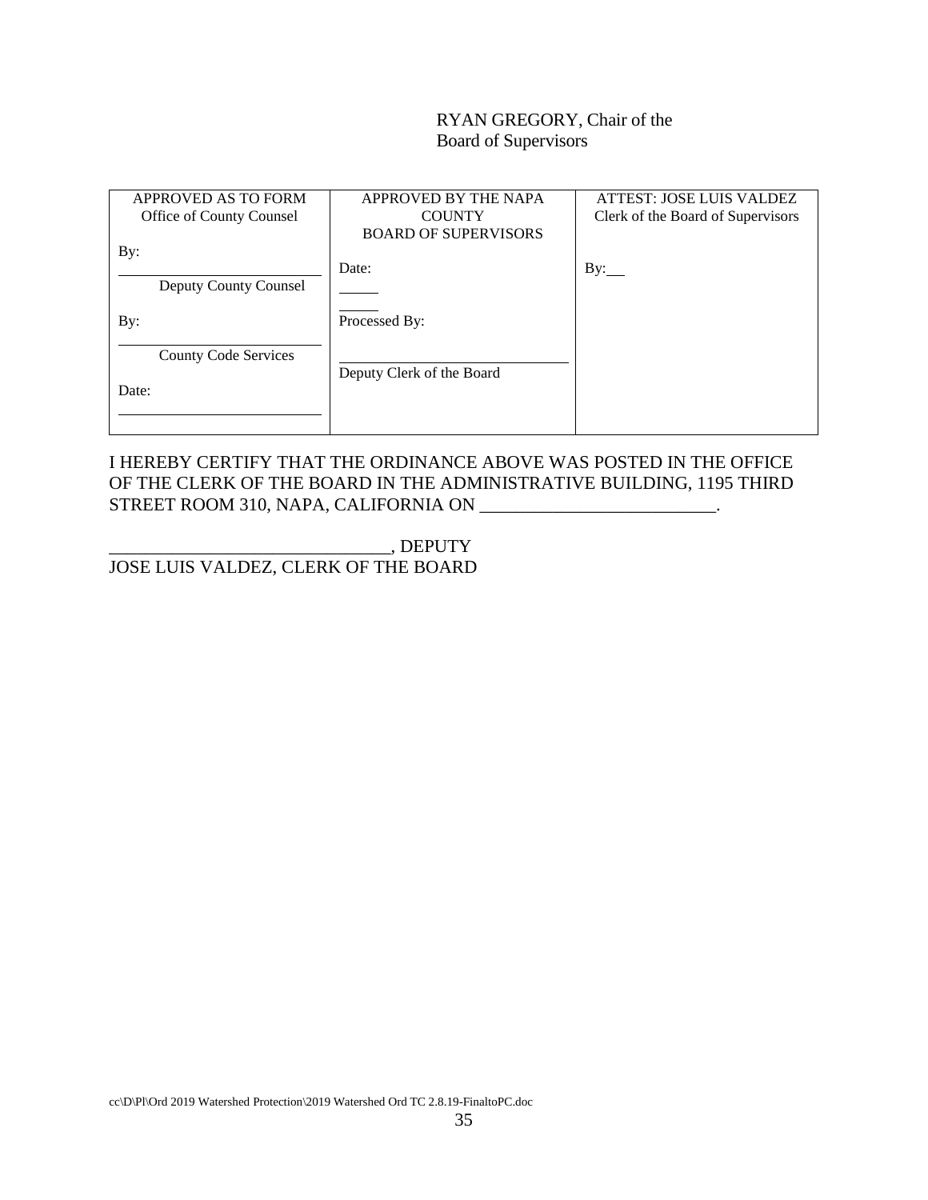RYAN GREGORY, Chair of the
Board of Supervisors

| APPROVED AS TO FORM<br>Office of County Counsel | APPROVED BY THE NAPA COUNTY<br>BOARD OF SUPERVISORS | ATTEST: JOSE LUIS VALDEZ<br>Clerk of the Board of Supervisors |
|---|---|---|
| By: ______________________<br>Deputy County Counsel<br><br>By: ______________________<br>County Code Services<br><br>Date: ______________________ | Date: _____<br>_____<br><br>Processed By:<br><br>______________________<br>Deputy Clerk of the Board | By:__ |

I HEREBY CERTIFY THAT THE ORDINANCE ABOVE WAS POSTED IN THE OFFICE OF THE CLERK OF THE BOARD IN THE ADMINISTRATIVE BUILDING, 1195 THIRD STREET ROOM 310, NAPA, CALIFORNIA ON __________________________.

______________________________, DEPUTY
JOSE LUIS VALDEZ, CLERK OF THE BOARD

cc\D\Pl\Ord 2019 Watershed Protection\2019 Watershed Ord TC 2.8.19-FinaltoPC.doc